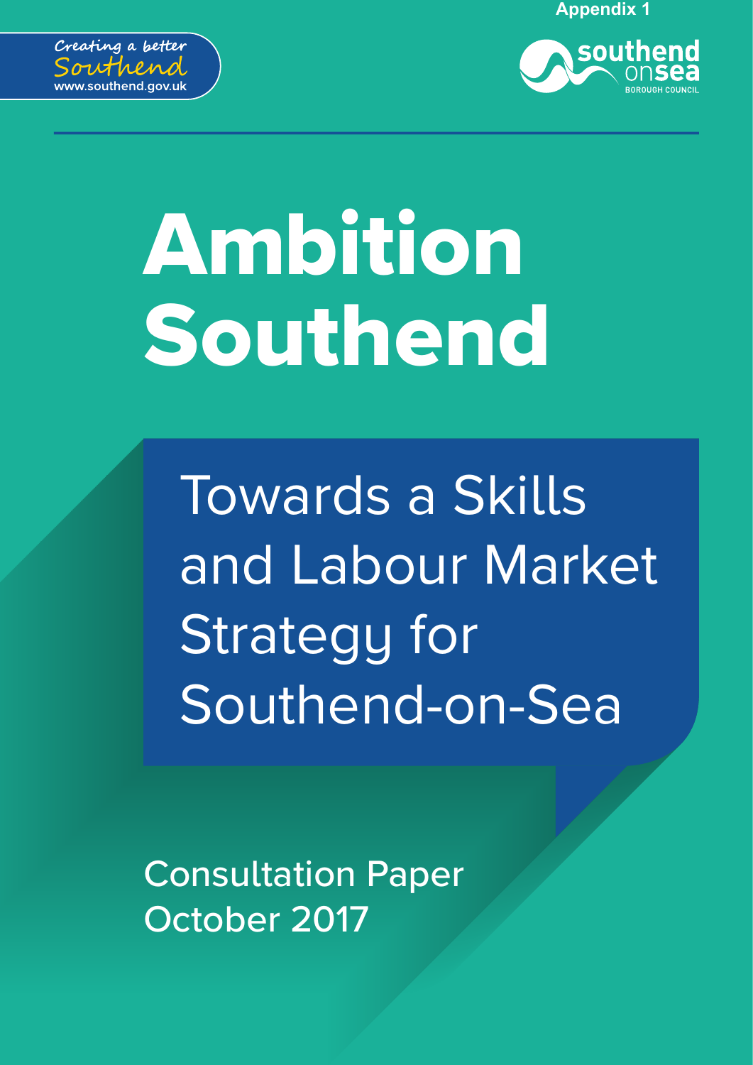Appendix 1

Creating a better Southend
www.southend.gov.uk

southend on sea
BOROUGH COUNCIL

# Ambition Southend

## Towards a Skills and Labour Market Strategy for Southend-on-Sea

Consultation Paper
October 2017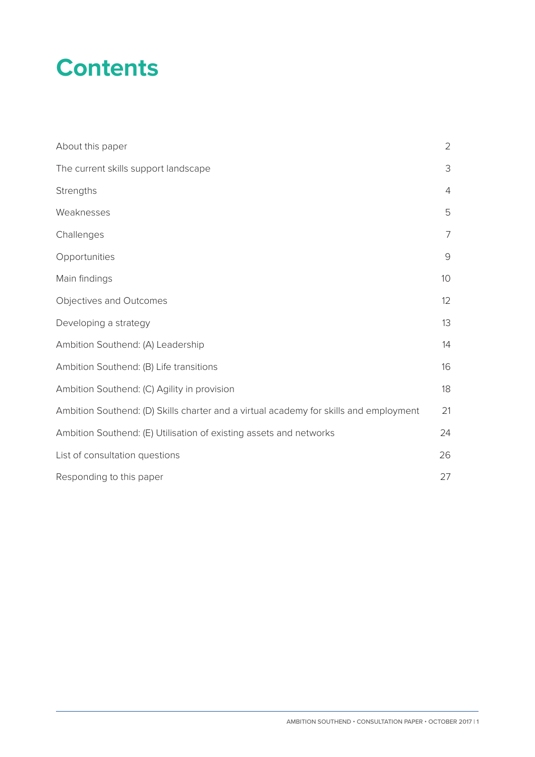# Contents

| | |
|---|---|
| About this paper | 2 |
| The current skills support landscape | 3 |
| Strengths | 4 |
| Weaknesses | 5 |
| Challenges | 7 |
| Opportunities | 9 |
| Main findings | 10 |
| Objectives and Outcomes | 12 |
| Developing a strategy | 13 |
| Ambition Southend: (A) Leadership | 14 |
| Ambition Southend: (B) Life transitions | 16 |
| Ambition Southend: (C) Agility in provision | 18 |
| Ambition Southend: (D) Skills charter and a virtual academy for skills and employment | 21 |
| Ambition Southend: (E) Utilisation of existing assets and networks | 24 |
| List of consultation questions | 26 |
| Responding to this paper | 27 |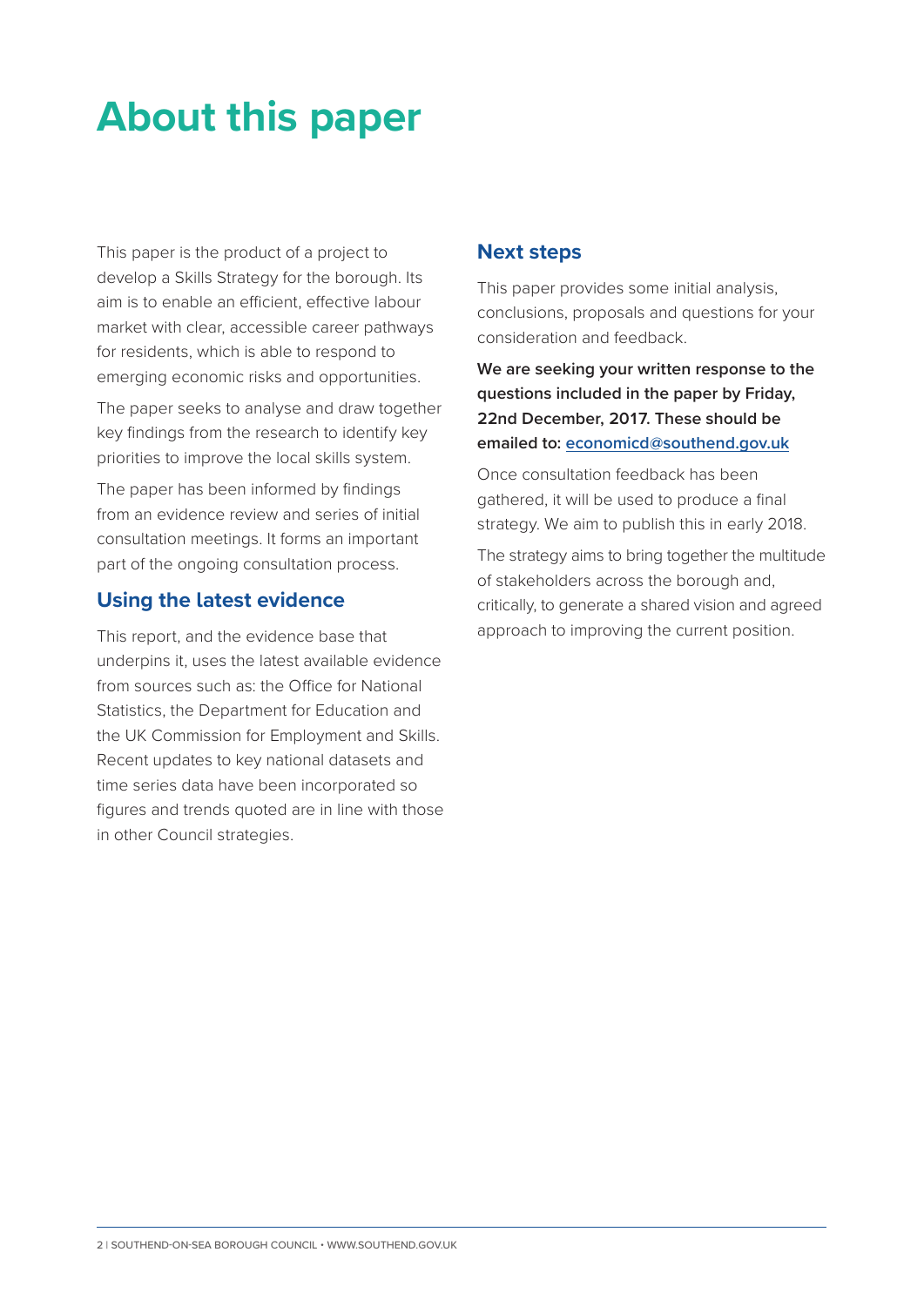# About this paper

This paper is the product of a project to develop a Skills Strategy for the borough. Its aim is to enable an efficient, effective labour market with clear, accessible career pathways for residents, which is able to respond to emerging economic risks and opportunities.

The paper seeks to analyse and draw together key findings from the research to identify key priorities to improve the local skills system.

The paper has been informed by findings from an evidence review and series of initial consultation meetings. It forms an important part of the ongoing consultation process.

## Using the latest evidence

This report, and the evidence base that underpins it, uses the latest available evidence from sources such as: the Office for National Statistics, the Department for Education and the UK Commission for Employment and Skills. Recent updates to key national datasets and time series data have been incorporated so figures and trends quoted are in line with those in other Council strategies.

## Next steps

This paper provides some initial analysis, conclusions, proposals and questions for your consideration and feedback.

**We are seeking your written response to the questions included in the paper by Friday, 22nd December, 2017. These should be emailed to: economicd@southend.gov.uk**

Once consultation feedback has been gathered, it will be used to produce a final strategy. We aim to publish this in early 2018.

The strategy aims to bring together the multitude of stakeholders across the borough and, critically, to generate a shared vision and agreed approach to improving the current position.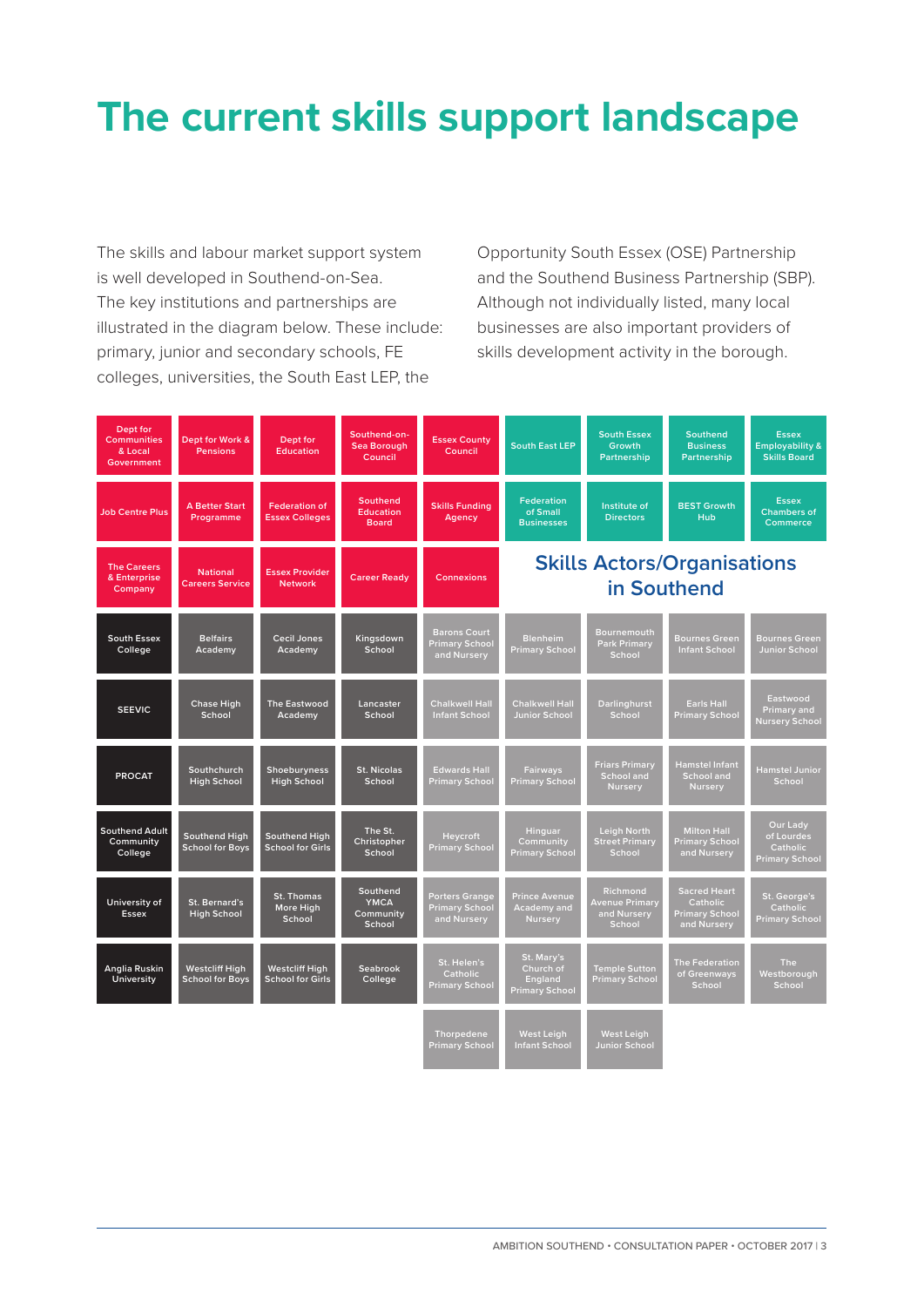# The current skills support landscape

The skills and labour market support system is well developed in Southend-on-Sea. The key institutions and partnerships are illustrated in the diagram below. These include: primary, junior and secondary schools, FE colleges, universities, the South East LEP, the Opportunity South Essex (OSE) Partnership and the Southend Business Partnership (SBP). Although not individually listed, many local businesses are also important providers of skills development activity in the borough.

## Skills Actors/Organisations in Southend

| | | | | | | | | |
|---|---|---|---|---|---|---|---|---|
| Dept for Communities & Local Government | Dept for Work & Pensions | Dept for Education | Southend-on-Sea Borough Council | Essex County Council | South East LEP | South Essex Growth Partnership | Southend Business Partnership | Essex Employability & Skills Board |
| Job Centre Plus | A Better Start Programme | Federation of Essex Colleges | Southend Education Board | Skills Funding Agency | Federation of Small Businesses | Institute of Directors | BEST Growth Hub | Essex Chambers of Commerce |
| The Careers & Enterprise Company | National Careers Service | Essex Provider Network | Career Ready | Connexions | | | | |
| South Essex College | Belfairs Academy | Cecil Jones Academy | Kingsdown School | Barons Court Primary School and Nursery | Blenheim Primary School | Bournemouth Park Primary School | Bournes Green Infant School | Bournes Green Junior School |
| SEEVIC | Chase High School | The Eastwood Academy | Lancaster School | Chalkwell Hall Infant School | Chalkwell Hall Junior School | Darlinghurst School | Earls Hall Primary School | Eastwood Primary and Nursery School |
| PROCAT | Southchurch High School | Shoeburyness High School | St. Nicolas School | Edwards Hall Primary School | Fairways Primary School | Friars Primary School and Nursery | Hamstel Infant School and Nursery | Hamstel Junior School |
| Southend Adult Community College | Southend High School for Boys | Southend High School for Girls | The St. Christopher School | Heycroft Primary School | Hinguar Community Primary School | Leigh North Street Primary School | Milton Hall Primary School and Nursery | Our Lady of Lourdes Catholic Primary School |
| University of Essex | St. Bernard's High School | St. Thomas More High School | Southend YMCA Community School | Porters Grange Primary School and Nursery | Prince Avenue Academy and Nursery | Richmond Avenue Primary and Nursery School | Sacred Heart Catholic Primary School and Nursery | St. George's Catholic Primary School |
| Anglia Ruskin University | Westcliff High School for Boys | Westcliff High School for Girls | Seabrook College | St. Helen's Catholic Primary School | St. Mary's Church of England Primary School | Temple Sutton Primary School | The Federation of Greenways School | The Westborough School |
| | | | | Thorpedene Primary School | West Leigh Infant School | West Leigh Junior School | | |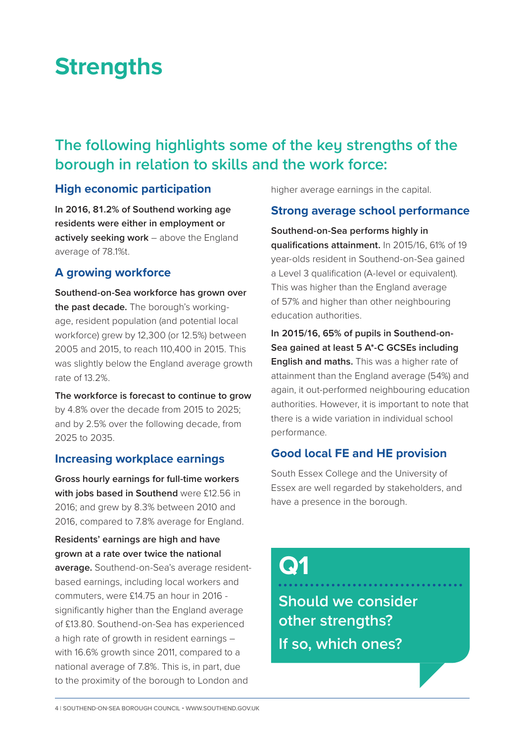# Strengths

## The following highlights some of the key strengths of the borough in relation to skills and the work force:

### High economic participation

**In 2016, 81.2% of Southend working age residents were either in employment or actively seeking work** – above the England average of 78.1%t.

### A growing workforce

**Southend-on-Sea workforce has grown over the past decade.** The borough's working-age, resident population (and potential local workforce) grew by 12,300 (or 12.5%) between 2005 and 2015, to reach 110,400 in 2015. This was slightly below the England average growth rate of 13.2%.

**The workforce is forecast to continue to grow** by 4.8% over the decade from 2015 to 2025; and by 2.5% over the following decade, from 2025 to 2035.

### Increasing workplace earnings

**Gross hourly earnings for full-time workers with jobs based in Southend** were £12.56 in 2016; and grew by 8.3% between 2010 and 2016, compared to 7.8% average for England.

**Residents' earnings are high and have grown at a rate over twice the national average.** Southend-on-Sea's average resident-based earnings, including local workers and commuters, were £14.75 an hour in 2016 - significantly higher than the England average of £13.80. Southend-on-Sea has experienced a high rate of growth in resident earnings – with 16.6% growth since 2011, compared to a national average of 7.8%. This is, in part, due to the proximity of the borough to London and higher average earnings in the capital.

### Strong average school performance

**Southend-on-Sea performs highly in qualifications attainment.** In 2015/16, 61% of 19 year-olds resident in Southend-on-Sea gained a Level 3 qualification (A-level or equivalent). This was higher than the England average of 57% and higher than other neighbouring education authorities.

**In 2015/16, 65% of pupils in Southend-on-Sea gained at least 5 A*-C GCSEs including English and maths.** This was a higher rate of attainment than the England average (54%) and again, it out-performed neighbouring education authorities. However, it is important to note that there is a wide variation in individual school performance.

### Good local FE and HE provision

South Essex College and the University of Essex are well regarded by stakeholders, and have a presence in the borough.

**Q1**

**Should we consider other strengths? If so, which ones?**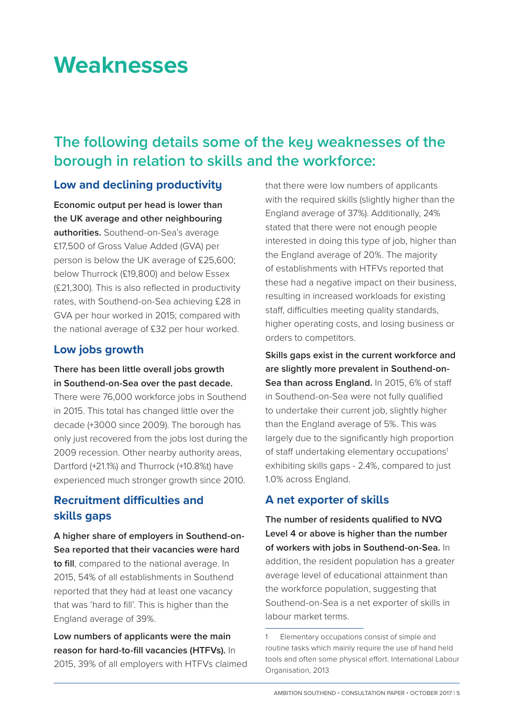# Weaknesses

## The following details some of the key weaknesses of the borough in relation to skills and the workforce:

### Low and declining productivity

**Economic output per head is lower than the UK average and other neighbouring authorities.** Southend-on-Sea's average £17,500 of Gross Value Added (GVA) per person is below the UK average of £25,600; below Thurrock (£19,800) and below Essex (£21,300). This is also reflected in productivity rates, with Southend-on-Sea achieving £28 in GVA per hour worked in 2015; compared with the national average of £32 per hour worked.

### Low jobs growth

**There has been little overall jobs growth in Southend-on-Sea over the past decade.** There were 76,000 workforce jobs in Southend in 2015. This total has changed little over the decade (+3000 since 2009). The borough has only just recovered from the jobs lost during the 2009 recession. Other nearby authority areas, Dartford (+21.1%) and Thurrock (+10.8%t) have experienced much stronger growth since 2010.

### Recruitment difficulties and skills gaps

**A higher share of employers in Southend-on-Sea reported that their vacancies were hard to fill**, compared to the national average. In 2015, 54% of all establishments in Southend reported that they had at least one vacancy that was 'hard to fill'. This is higher than the England average of 39%.

**Low numbers of applicants were the main reason for hard-to-fill vacancies (HTFVs).** In 2015, 39% of all employers with HTFVs claimed that there were low numbers of applicants with the required skills (slightly higher than the England average of 37%). Additionally, 24% stated that there were not enough people interested in doing this type of job, higher than the England average of 20%. The majority of establishments with HTFVs reported that these had a negative impact on their business, resulting in increased workloads for existing staff, difficulties meeting quality standards, higher operating costs, and losing business or orders to competitors.

**Skills gaps exist in the current workforce and are slightly more prevalent in Southend-on-Sea than across England.** In 2015, 6% of staff in Southend-on-Sea were not fully qualified to undertake their current job, slightly higher than the England average of 5%. This was largely due to the significantly high proportion of staff undertaking elementary occupations[1] exhibiting skills gaps - 2.4%, compared to just 1.0% across England.

### A net exporter of skills

**The number of residents qualified to NVQ Level 4 or above is higher than the number of workers with jobs in Southend-on-Sea.** In addition, the resident population has a greater average level of educational attainment than the workforce population, suggesting that Southend-on-Sea is a net exporter of skills in labour market terms.

1 Elementary occupations consist of simple and routine tasks which mainly require the use of hand held tools and often some physical effort. International Labour Organisation, 2013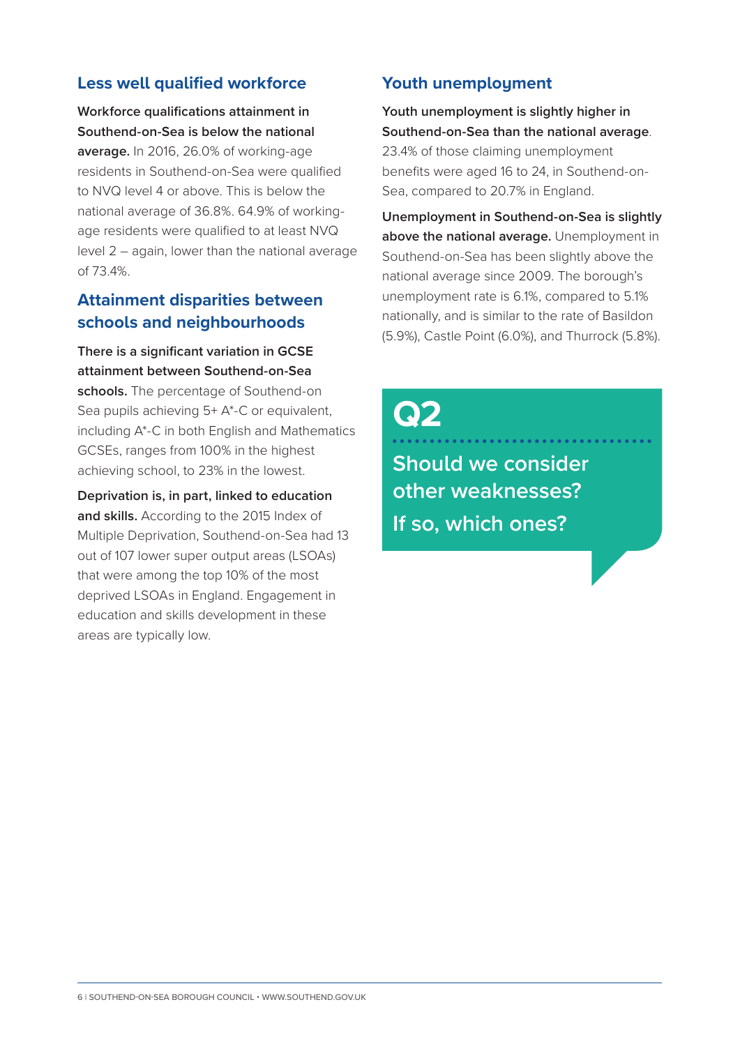## Less well qualified workforce

**Workforce qualifications attainment in Southend-on-Sea is below the national average.** In 2016, 26.0% of working-age residents in Southend-on-Sea were qualified to NVQ level 4 or above. This is below the national average of 36.8%. 64.9% of working-age residents were qualified to at least NVQ level 2 – again, lower than the national average of 73.4%.

## Attainment disparities between schools and neighbourhoods

**There is a significant variation in GCSE attainment between Southend-on-Sea schools.** The percentage of Southend-on Sea pupils achieving 5+ A*-C or equivalent, including A*-C in both English and Mathematics GCSEs, ranges from 100% in the highest achieving school, to 23% in the lowest.

**Deprivation is, in part, linked to education and skills.** According to the 2015 Index of Multiple Deprivation, Southend-on-Sea had 13 out of 107 lower super output areas (LSOAs) that were among the top 10% of the most deprived LSOAs in England. Engagement in education and skills development in these areas are typically low.

## Youth unemployment

**Youth unemployment is slightly higher in Southend-on-Sea than the national average**. 23.4% of those claiming unemployment benefits were aged 16 to 24, in Southend-on-Sea, compared to 20.7% in England.

**Unemployment in Southend-on-Sea is slightly above the national average.** Unemployment in Southend-on-Sea has been slightly above the national average since 2009. The borough's unemployment rate is 6.1%, compared to 5.1% nationally, and is similar to the rate of Basildon (5.9%), Castle Point (6.0%), and Thurrock (5.8%).

## Q2

**Should we consider other weaknesses? If so, which ones?**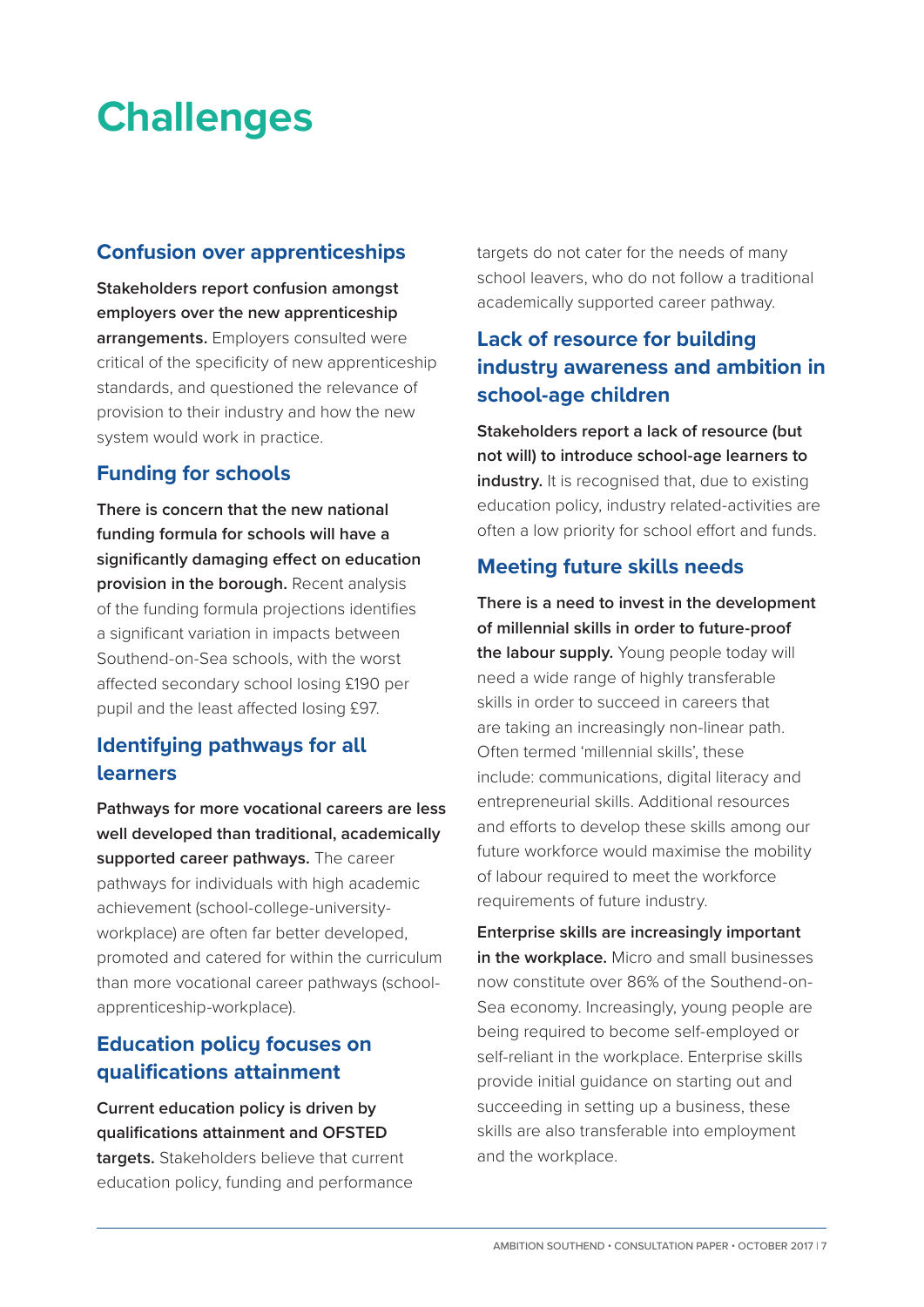# Challenges

## Confusion over apprenticeships

**Stakeholders report confusion amongst employers over the new apprenticeship arrangements.** Employers consulted were critical of the specificity of new apprenticeship standards, and questioned the relevance of provision to their industry and how the new system would work in practice.

## Funding for schools

**There is concern that the new national funding formula for schools will have a significantly damaging effect on education provision in the borough.** Recent analysis of the funding formula projections identifies a significant variation in impacts between Southend-on-Sea schools, with the worst affected secondary school losing £190 per pupil and the least affected losing £97.

## Identifying pathways for all learners

**Pathways for more vocational careers are less well developed than traditional, academically supported career pathways.** The career pathways for individuals with high academic achievement (school-college-university-workplace) are often far better developed, promoted and catered for within the curriculum than more vocational career pathways (school-apprenticeship-workplace).

## Education policy focuses on qualifications attainment

**Current education policy is driven by qualifications attainment and OFSTED targets.** Stakeholders believe that current education policy, funding and performance targets do not cater for the needs of many school leavers, who do not follow a traditional academically supported career pathway.

## Lack of resource for building industry awareness and ambition in school-age children

**Stakeholders report a lack of resource (but not will) to introduce school-age learners to industry.** It is recognised that, due to existing education policy, industry related-activities are often a low priority for school effort and funds.

## Meeting future skills needs

**There is a need to invest in the development of millennial skills in order to future-proof the labour supply.** Young people today will need a wide range of highly transferable skills in order to succeed in careers that are taking an increasingly non-linear path. Often termed 'millennial skills', these include: communications, digital literacy and entrepreneurial skills. Additional resources and efforts to develop these skills among our future workforce would maximise the mobility of labour required to meet the workforce requirements of future industry.

**Enterprise skills are increasingly important in the workplace.** Micro and small businesses now constitute over 86% of the Southend-on-Sea economy. Increasingly, young people are being required to become self-employed or self-reliant in the workplace. Enterprise skills provide initial guidance on starting out and succeeding in setting up a business, these skills are also transferable into employment and the workplace.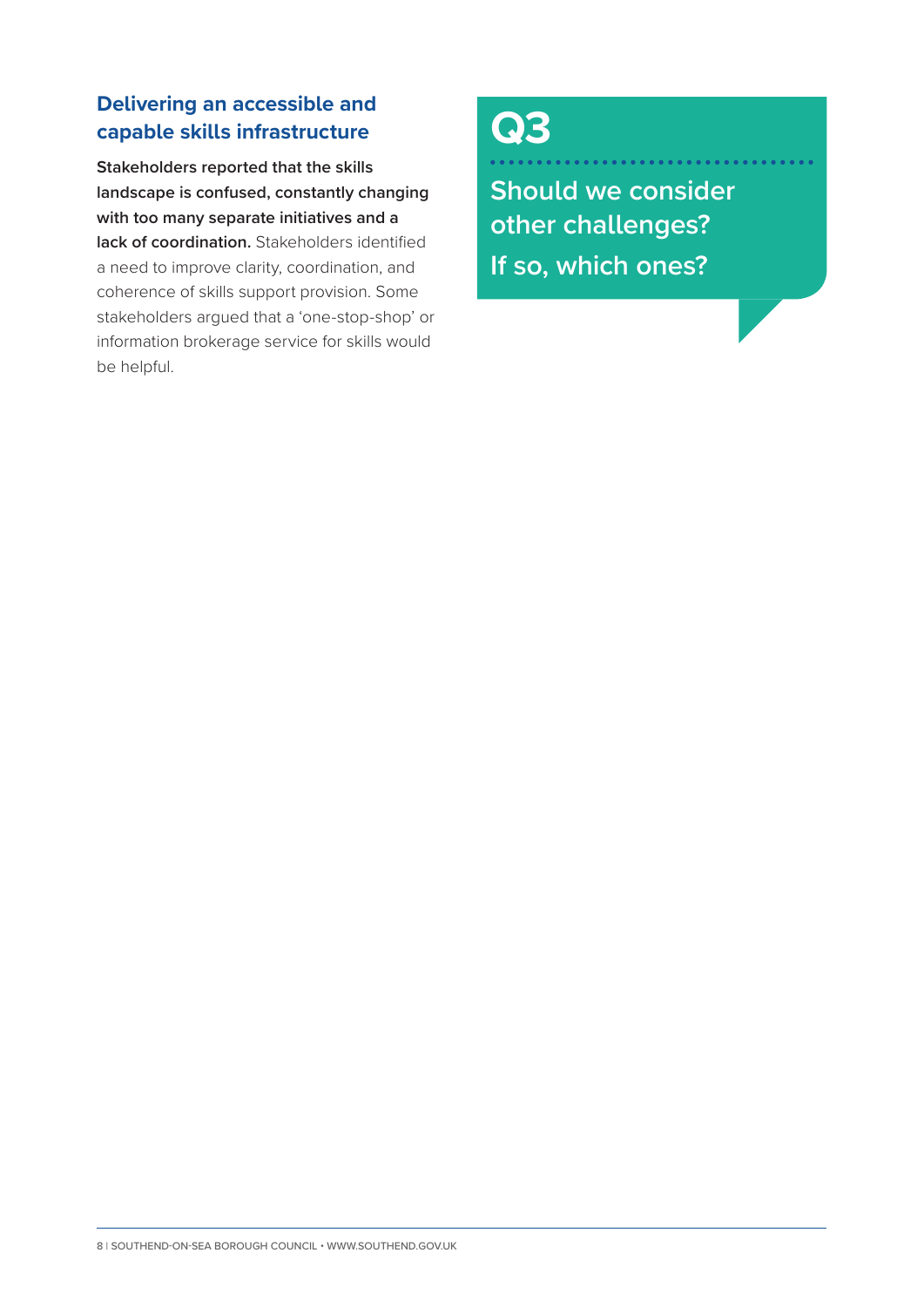## Delivering an accessible and capable skills infrastructure

**Stakeholders reported that the skills landscape is confused, constantly changing with too many separate initiatives and a lack of coordination.** Stakeholders identified a need to improve clarity, coordination, and coherence of skills support provision. Some stakeholders argued that a 'one-stop-shop' or information brokerage service for skills would be helpful.

## Q3

**Should we consider other challenges? If so, which ones?**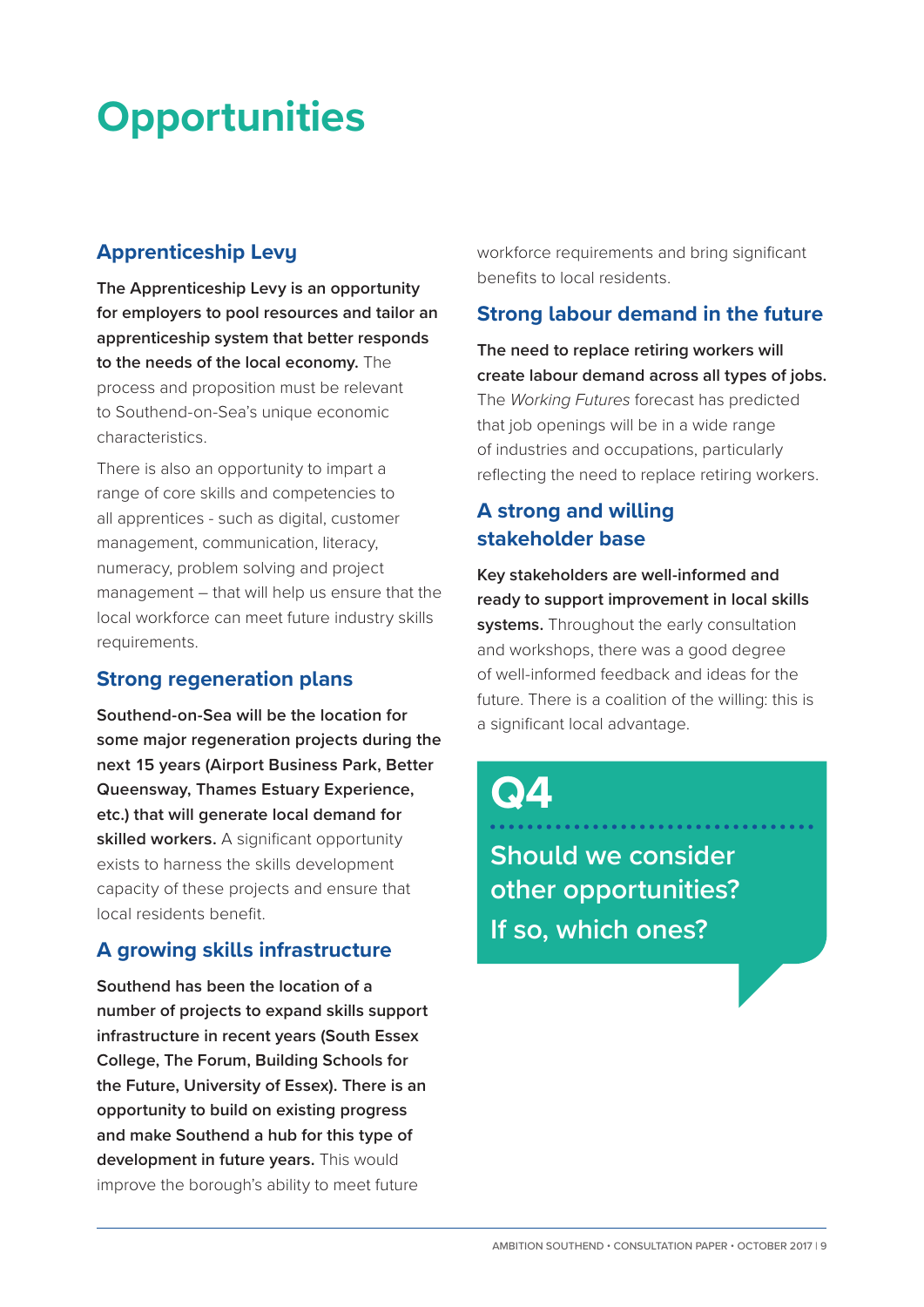# Opportunities

## Apprenticeship Levy

**The Apprenticeship Levy is an opportunity for employers to pool resources and tailor an apprenticeship system that better responds to the needs of the local economy.** The process and proposition must be relevant to Southend-on-Sea's unique economic characteristics.

There is also an opportunity to impart a range of core skills and competencies to all apprentices - such as digital, customer management, communication, literacy, numeracy, problem solving and project management – that will help us ensure that the local workforce can meet future industry skills requirements.

## Strong regeneration plans

**Southend-on-Sea will be the location for some major regeneration projects during the next 15 years (Airport Business Park, Better Queensway, Thames Estuary Experience, etc.) that will generate local demand for skilled workers.** A significant opportunity exists to harness the skills development capacity of these projects and ensure that local residents benefit.

## A growing skills infrastructure

**Southend has been the location of a number of projects to expand skills support infrastructure in recent years (South Essex College, The Forum, Building Schools for the Future, University of Essex). There is an opportunity to build on existing progress and make Southend a hub for this type of development in future years.** This would improve the borough's ability to meet future workforce requirements and bring significant benefits to local residents.

## Strong labour demand in the future

**The need to replace retiring workers will create labour demand across all types of jobs.** The *Working Futures* forecast has predicted that job openings will be in a wide range of industries and occupations, particularly reflecting the need to replace retiring workers.

## A strong and willing stakeholder base

**Key stakeholders are well-informed and ready to support improvement in local skills systems.** Throughout the early consultation and workshops, there was a good degree of well-informed feedback and ideas for the future. There is a coalition of the willing: this is a significant local advantage.

## Q4

Should we consider other opportunities? If so, which ones?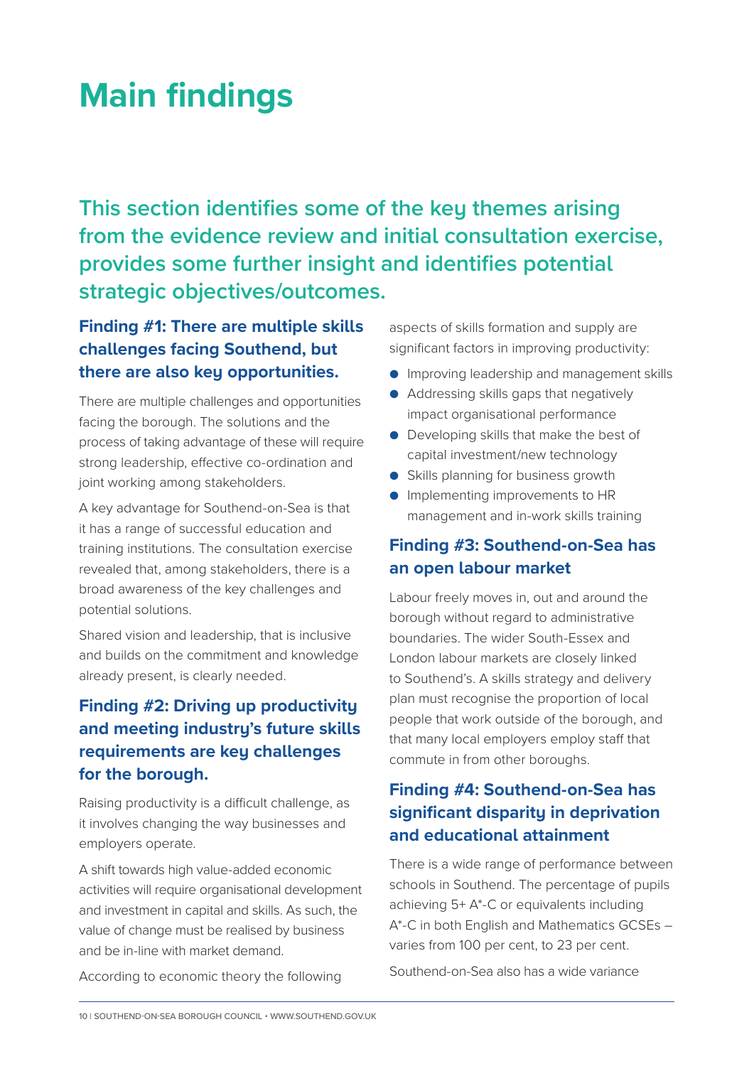# Main findings

## This section identifies some of the key themes arising from the evidence review and initial consultation exercise, provides some further insight and identifies potential strategic objectives/outcomes.

### Finding #1: There are multiple skills challenges facing Southend, but there are also key opportunities.

There are multiple challenges and opportunities facing the borough. The solutions and the process of taking advantage of these will require strong leadership, effective co-ordination and joint working among stakeholders.

A key advantage for Southend-on-Sea is that it has a range of successful education and training institutions. The consultation exercise revealed that, among stakeholders, there is a broad awareness of the key challenges and potential solutions.

Shared vision and leadership, that is inclusive and builds on the commitment and knowledge already present, is clearly needed.

### Finding #2: Driving up productivity and meeting industry's future skills requirements are key challenges for the borough.

Raising productivity is a difficult challenge, as it involves changing the way businesses and employers operate.

A shift towards high value-added economic activities will require organisational development and investment in capital and skills. As such, the value of change must be realised by business and be in-line with market demand.

According to economic theory the following aspects of skills formation and supply are significant factors in improving productivity:

- Improving leadership and management skills
- Addressing skills gaps that negatively impact organisational performance
- Developing skills that make the best of capital investment/new technology
- Skills planning for business growth
- Implementing improvements to HR management and in-work skills training

### Finding #3: Southend-on-Sea has an open labour market

Labour freely moves in, out and around the borough without regard to administrative boundaries. The wider South-Essex and London labour markets are closely linked to Southend's. A skills strategy and delivery plan must recognise the proportion of local people that work outside of the borough, and that many local employers employ staff that commute in from other boroughs.

### Finding #4: Southend-on-Sea has significant disparity in deprivation and educational attainment

There is a wide range of performance between schools in Southend. The percentage of pupils achieving 5+ A*-C or equivalents including A*-C in both English and Mathematics GCSEs – varies from 100 per cent, to 23 per cent.

Southend-on-Sea also has a wide variance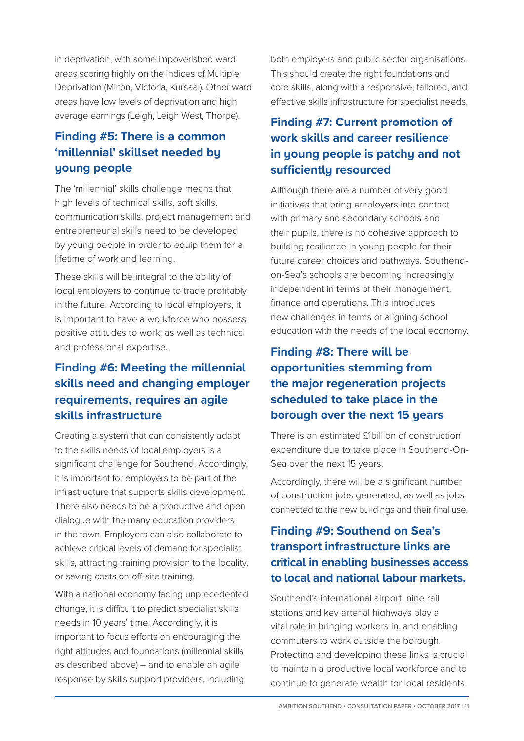in deprivation, with some impoverished ward areas scoring highly on the Indices of Multiple Deprivation (Milton, Victoria, Kursaal). Other ward areas have low levels of deprivation and high average earnings (Leigh, Leigh West, Thorpe).

## Finding #5: There is a common 'millennial' skillset needed by young people

The 'millennial' skills challenge means that high levels of technical skills, soft skills, communication skills, project management and entrepreneurial skills need to be developed by young people in order to equip them for a lifetime of work and learning.

These skills will be integral to the ability of local employers to continue to trade profitably in the future. According to local employers, it is important to have a workforce who possess positive attitudes to work; as well as technical and professional expertise.

## Finding #6: Meeting the millennial skills need and changing employer requirements, requires an agile skills infrastructure

Creating a system that can consistently adapt to the skills needs of local employers is a significant challenge for Southend. Accordingly, it is important for employers to be part of the infrastructure that supports skills development. There also needs to be a productive and open dialogue with the many education providers in the town. Employers can also collaborate to achieve critical levels of demand for specialist skills, attracting training provision to the locality, or saving costs on off-site training.

With a national economy facing unprecedented change, it is difficult to predict specialist skills needs in 10 years' time. Accordingly, it is important to focus efforts on encouraging the right attitudes and foundations (millennial skills as described above) – and to enable an agile response by skills support providers, including both employers and public sector organisations. This should create the right foundations and core skills, along with a responsive, tailored, and effective skills infrastructure for specialist needs.

## Finding #7: Current promotion of work skills and career resilience in young people is patchy and not sufficiently resourced

Although there are a number of very good initiatives that bring employers into contact with primary and secondary schools and their pupils, there is no cohesive approach to building resilience in young people for their future career choices and pathways. Southend-on-Sea's schools are becoming increasingly independent in terms of their management, finance and operations. This introduces new challenges in terms of aligning school education with the needs of the local economy.

## Finding #8: There will be opportunities stemming from the major regeneration projects scheduled to take place in the borough over the next 15 years

There is an estimated £1billion of construction expenditure due to take place in Southend-On-Sea over the next 15 years.

Accordingly, there will be a significant number of construction jobs generated, as well as jobs connected to the new buildings and their final use.

## Finding #9: Southend on Sea's transport infrastructure links are critical in enabling businesses access to local and national labour markets.

Southend's international airport, nine rail stations and key arterial highways play a vital role in bringing workers in, and enabling commuters to work outside the borough. Protecting and developing these links is crucial to maintain a productive local workforce and to continue to generate wealth for local residents.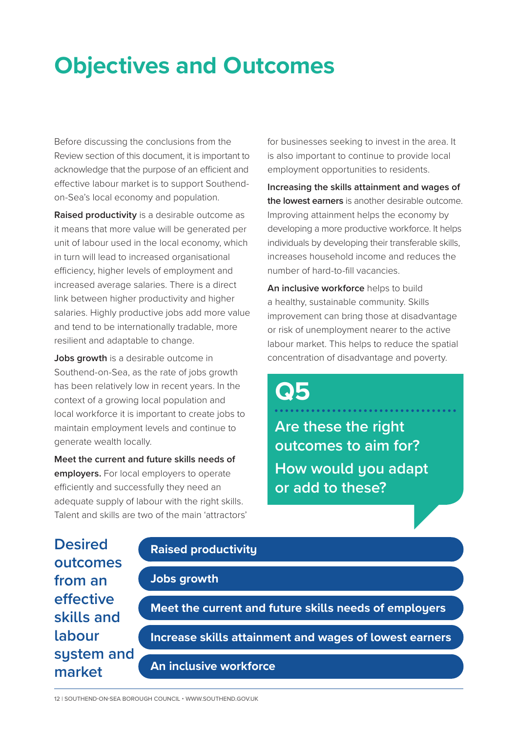# Objectives and Outcomes

Before discussing the conclusions from the Review section of this document, it is important to acknowledge that the purpose of an efficient and effective labour market is to support Southend-on-Sea's local economy and population.

**Raised productivity** is a desirable outcome as it means that more value will be generated per unit of labour used in the local economy, which in turn will lead to increased organisational efficiency, higher levels of employment and increased average salaries. There is a direct link between higher productivity and higher salaries. Highly productive jobs add more value and tend to be internationally tradable, more resilient and adaptable to change.

**Jobs growth** is a desirable outcome in Southend-on-Sea, as the rate of jobs growth has been relatively low in recent years. In the context of a growing local population and local workforce it is important to create jobs to maintain employment levels and continue to generate wealth locally.

**Meet the current and future skills needs of employers.** For local employers to operate efficiently and successfully they need an adequate supply of labour with the right skills. Talent and skills are two of the main 'attractors' for businesses seeking to invest in the area. It is also important to continue to provide local employment opportunities to residents.

**Increasing the skills attainment and wages of the lowest earners** is another desirable outcome. Improving attainment helps the economy by developing a more productive workforce. It helps individuals by developing their transferable skills, increases household income and reduces the number of hard-to-fill vacancies.

**An inclusive workforce** helps to build a healthy, sustainable community. Skills improvement can bring those at disadvantage or risk of unemployment nearer to the active labour market. This helps to reduce the spatial concentration of disadvantage and poverty.

## Q5

**Are these the right outcomes to aim for?**

**How would you adapt or add to these?**

### Desired outcomes from an effective skills and labour system and market

- Raised productivity
- Jobs growth
- Meet the current and future skills needs of employers
- Increase skills attainment and wages of lowest earners
- An inclusive workforce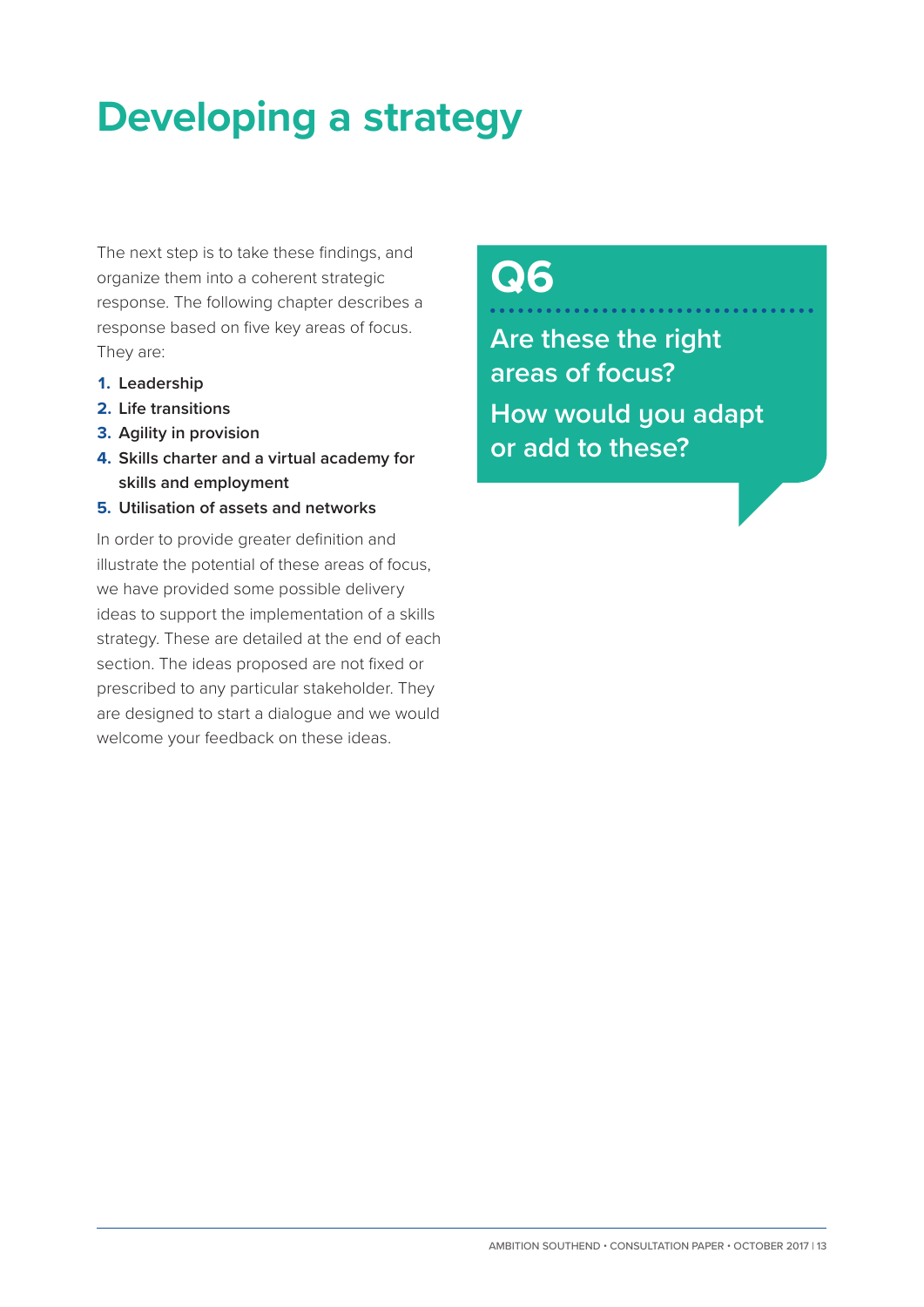# Developing a strategy

The next step is to take these findings, and organize them into a coherent strategic response. The following chapter describes a response based on five key areas of focus. They are:

1. **Leadership**
2. **Life transitions**
3. **Agility in provision**
4. **Skills charter and a virtual academy for skills and employment**
5. **Utilisation of assets and networks**

In order to provide greater definition and illustrate the potential of these areas of focus, we have provided some possible delivery ideas to support the implementation of a skills strategy. These are detailed at the end of each section. The ideas proposed are not fixed or prescribed to any particular stakeholder. They are designed to start a dialogue and we would welcome your feedback on these ideas.

## Q6

**Are these the right areas of focus?**

**How would you adapt or add to these?**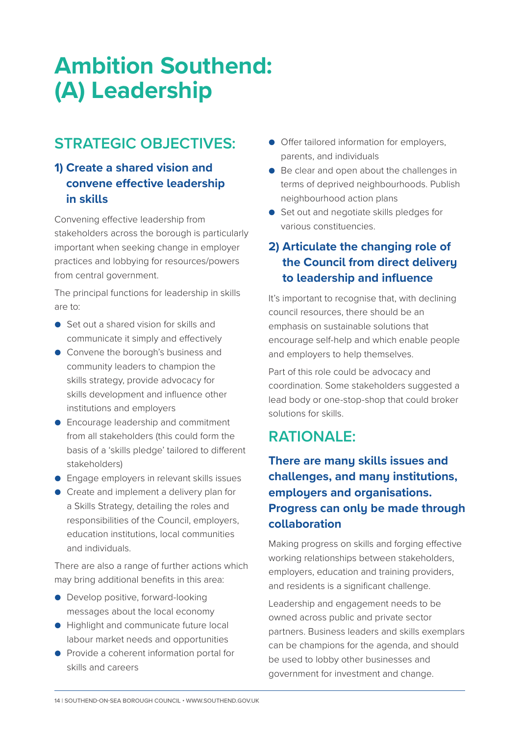# Ambition Southend: (A) Leadership

## STRATEGIC OBJECTIVES:

### 1) Create a shared vision and convene effective leadership in skills

Convening effective leadership from stakeholders across the borough is particularly important when seeking change in employer practices and lobbying for resources/powers from central government.

The principal functions for leadership in skills are to:

- Set out a shared vision for skills and communicate it simply and effectively
- Convene the borough's business and community leaders to champion the skills strategy, provide advocacy for skills development and influence other institutions and employers
- Encourage leadership and commitment from all stakeholders (this could form the basis of a 'skills pledge' tailored to different stakeholders)
- Engage employers in relevant skills issues
- Create and implement a delivery plan for a Skills Strategy, detailing the roles and responsibilities of the Council, employers, education institutions, local communities and individuals.

There are also a range of further actions which may bring additional benefits in this area:

- Develop positive, forward-looking messages about the local economy
- Highlight and communicate future local labour market needs and opportunities
- Provide a coherent information portal for skills and careers
- Offer tailored information for employers, parents, and individuals
- Be clear and open about the challenges in terms of deprived neighbourhoods. Publish neighbourhood action plans
- Set out and negotiate skills pledges for various constituencies.

### 2) Articulate the changing role of the Council from direct delivery to leadership and influence

It's important to recognise that, with declining council resources, there should be an emphasis on sustainable solutions that encourage self-help and which enable people and employers to help themselves.

Part of this role could be advocacy and coordination. Some stakeholders suggested a lead body or one-stop-shop that could broker solutions for skills.

## RATIONALE:

### There are many skills issues and challenges, and many institutions, employers and organisations. Progress can only be made through collaboration

Making progress on skills and forging effective working relationships between stakeholders, employers, education and training providers, and residents is a significant challenge.

Leadership and engagement needs to be owned across public and private sector partners. Business leaders and skills exemplars can be champions for the agenda, and should be used to lobby other businesses and government for investment and change.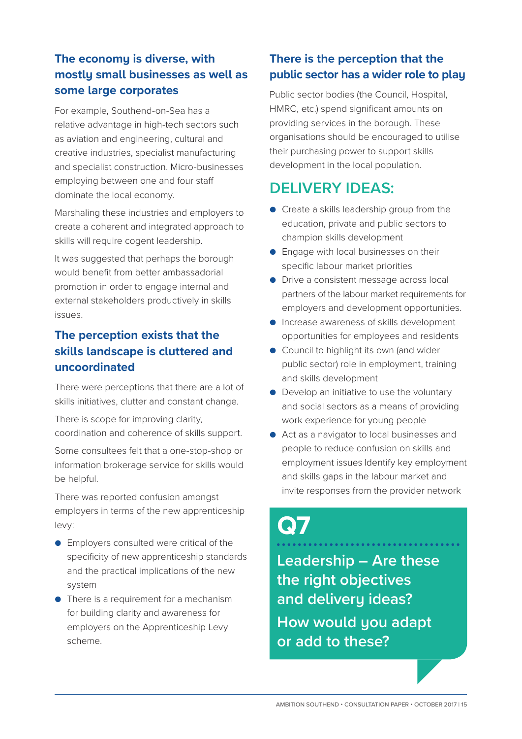### The economy is diverse, with mostly small businesses as well as some large corporates

For example, Southend-on-Sea has a relative advantage in high-tech sectors such as aviation and engineering, cultural and creative industries, specialist manufacturing and specialist construction. Micro-businesses employing between one and four staff dominate the local economy.

Marshaling these industries and employers to create a coherent and integrated approach to skills will require cogent leadership.

It was suggested that perhaps the borough would benefit from better ambassadorial promotion in order to engage internal and external stakeholders productively in skills issues.

### The perception exists that the skills landscape is cluttered and uncoordinated

There were perceptions that there are a lot of skills initiatives, clutter and constant change.

There is scope for improving clarity, coordination and coherence of skills support.

Some consultees felt that a one-stop-shop or information brokerage service for skills would be helpful.

There was reported confusion amongst employers in terms of the new apprenticeship levy:

- Employers consulted were critical of the specificity of new apprenticeship standards and the practical implications of the new system
- There is a requirement for a mechanism for building clarity and awareness for employers on the Apprenticeship Levy scheme.

### There is the perception that the public sector has a wider role to play

Public sector bodies (the Council, Hospital, HMRC, etc.) spend significant amounts on providing services in the borough. These organisations should be encouraged to utilise their purchasing power to support skills development in the local population.

## DELIVERY IDEAS:

- Create a skills leadership group from the education, private and public sectors to champion skills development
- Engage with local businesses on their specific labour market priorities
- Drive a consistent message across local partners of the labour market requirements for employers and development opportunities.
- Increase awareness of skills development opportunities for employees and residents
- Council to highlight its own (and wider public sector) role in employment, training and skills development
- Develop an initiative to use the voluntary and social sectors as a means of providing work experience for young people
- Act as a navigator to local businesses and people to reduce confusion on skills and employment issues Identify key employment and skills gaps in the labour market and invite responses from the provider network

## Q7

**Leadership – Are these the right objectives and delivery ideas?**

**How would you adapt or add to these?**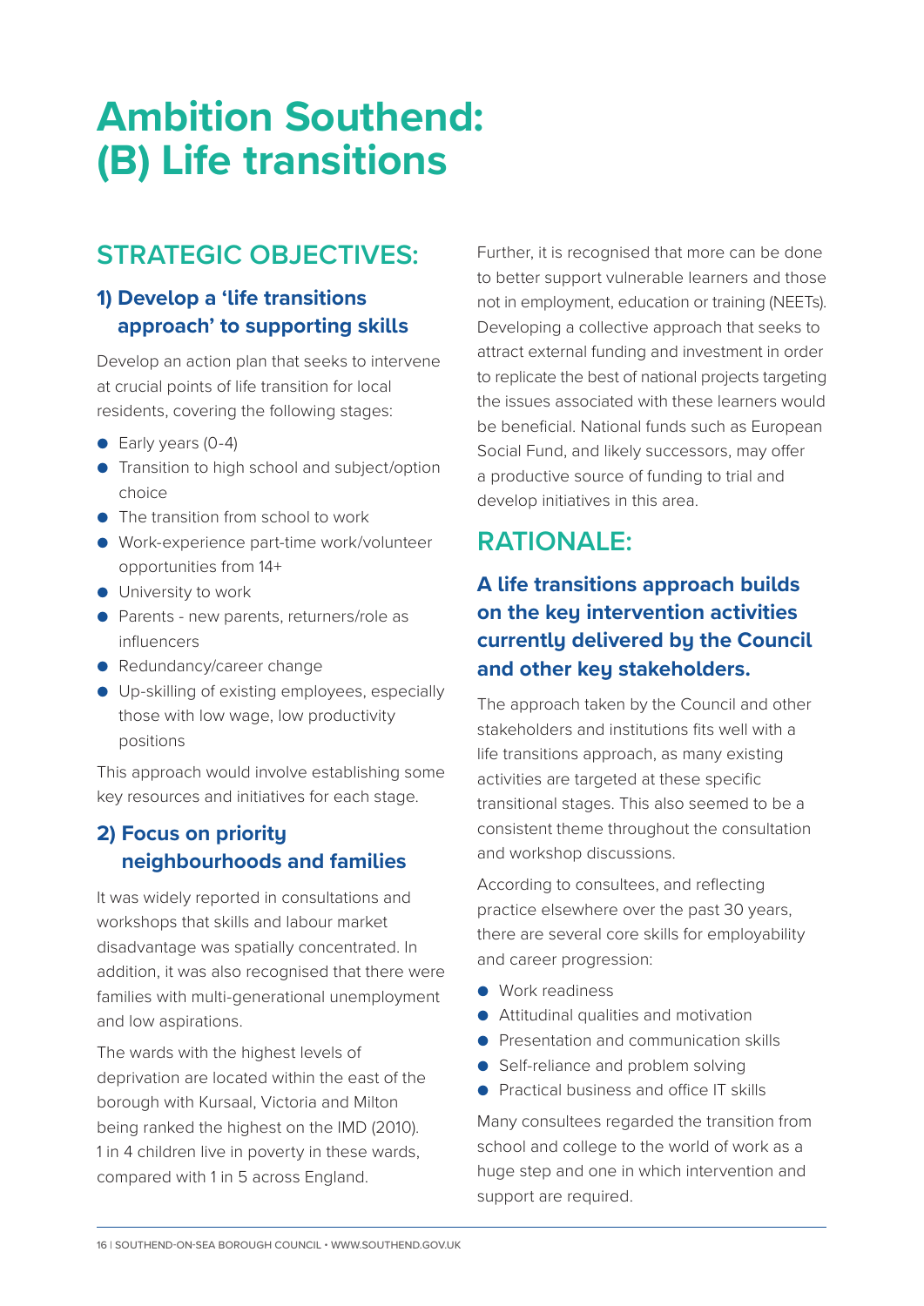# Ambition Southend: (B) Life transitions

## STRATEGIC OBJECTIVES:

### 1) Develop a 'life transitions approach' to supporting skills

Develop an action plan that seeks to intervene at crucial points of life transition for local residents, covering the following stages:

- Early years (0-4)
- Transition to high school and subject/option choice
- The transition from school to work
- Work-experience part-time work/volunteer opportunities from 14+
- University to work
- Parents - new parents, returners/role as influencers
- Redundancy/career change
- Up-skilling of existing employees, especially those with low wage, low productivity positions

This approach would involve establishing some key resources and initiatives for each stage.

### 2) Focus on priority neighbourhoods and families

It was widely reported in consultations and workshops that skills and labour market disadvantage was spatially concentrated. In addition, it was also recognised that there were families with multi-generational unemployment and low aspirations.

The wards with the highest levels of deprivation are located within the east of the borough with Kursaal, Victoria and Milton being ranked the highest on the IMD (2010). 1 in 4 children live in poverty in these wards, compared with 1 in 5 across England.

Further, it is recognised that more can be done to better support vulnerable learners and those not in employment, education or training (NEETs). Developing a collective approach that seeks to attract external funding and investment in order to replicate the best of national projects targeting the issues associated with these learners would be beneficial. National funds such as European Social Fund, and likely successors, may offer a productive source of funding to trial and develop initiatives in this area.

## RATIONALE:

### A life transitions approach builds on the key intervention activities currently delivered by the Council and other key stakeholders.

The approach taken by the Council and other stakeholders and institutions fits well with a life transitions approach, as many existing activities are targeted at these specific transitional stages. This also seemed to be a consistent theme throughout the consultation and workshop discussions.

According to consultees, and reflecting practice elsewhere over the past 30 years, there are several core skills for employability and career progression:

- Work readiness
- Attitudinal qualities and motivation
- Presentation and communication skills
- Self-reliance and problem solving
- Practical business and office IT skills

Many consultees regarded the transition from school and college to the world of work as a huge step and one in which intervention and support are required.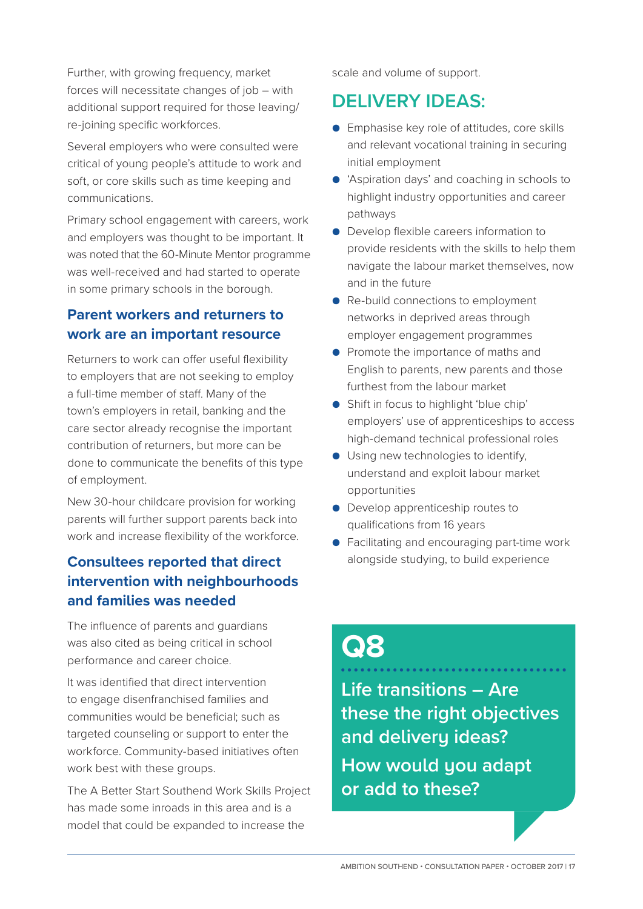Further, with growing frequency, market forces will necessitate changes of job – with additional support required for those leaving/re-joining specific workforces.

Several employers who were consulted were critical of young people's attitude to work and soft, or core skills such as time keeping and communications.

Primary school engagement with careers, work and employers was thought to be important. It was noted that the 60-Minute Mentor programme was well-received and had started to operate in some primary schools in the borough.

### Parent workers and returners to work are an important resource

Returners to work can offer useful flexibility to employers that are not seeking to employ a full-time member of staff. Many of the town's employers in retail, banking and the care sector already recognise the important contribution of returners, but more can be done to communicate the benefits of this type of employment.

New 30-hour childcare provision for working parents will further support parents back into work and increase flexibility of the workforce.

### Consultees reported that direct intervention with neighbourhoods and families was needed

The influence of parents and guardians was also cited as being critical in school performance and career choice.

It was identified that direct intervention to engage disenfranchised families and communities would be beneficial; such as targeted counseling or support to enter the workforce. Community-based initiatives often work best with these groups.

The A Better Start Southend Work Skills Project has made some inroads in this area and is a model that could be expanded to increase the scale and volume of support.

## DELIVERY IDEAS:

- Emphasise key role of attitudes, core skills and relevant vocational training in securing initial employment
- 'Aspiration days' and coaching in schools to highlight industry opportunities and career pathways
- Develop flexible careers information to provide residents with the skills to help them navigate the labour market themselves, now and in the future
- Re-build connections to employment networks in deprived areas through employer engagement programmes
- Promote the importance of maths and English to parents, new parents and those furthest from the labour market
- Shift in focus to highlight 'blue chip' employers' use of apprenticeships to access high-demand technical professional roles
- Using new technologies to identify, understand and exploit labour market opportunities
- Develop apprenticeship routes to qualifications from 16 years
- Facilitating and encouraging part-time work alongside studying, to build experience

## Q8

**Life transitions – Are these the right objectives and delivery ideas?**

**How would you adapt or add to these?**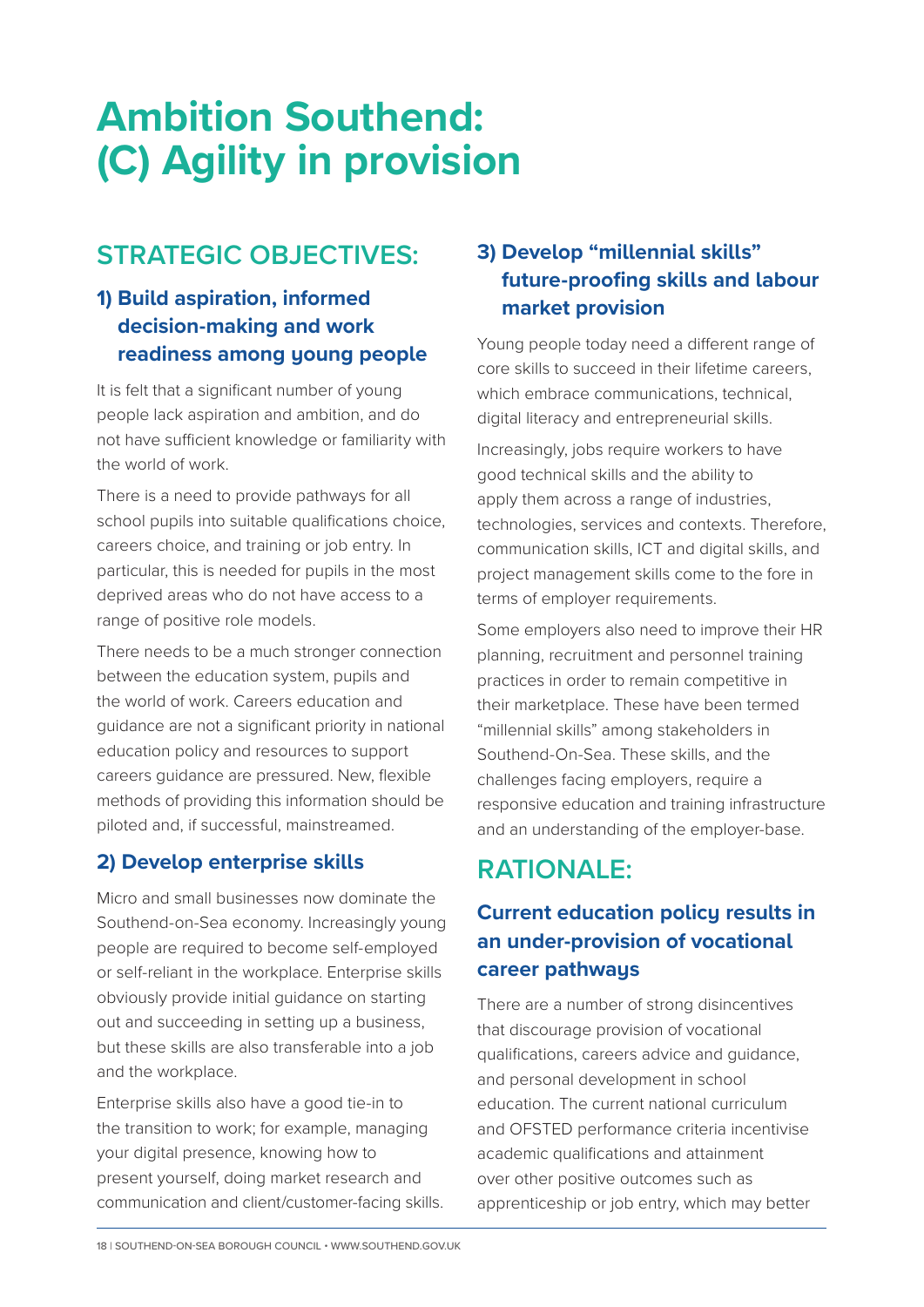# Ambition Southend: (C) Agility in provision

## STRATEGIC OBJECTIVES:

### 1) Build aspiration, informed decision-making and work readiness among young people

It is felt that a significant number of young people lack aspiration and ambition, and do not have sufficient knowledge or familiarity with the world of work.

There is a need to provide pathways for all school pupils into suitable qualifications choice, careers choice, and training or job entry. In particular, this is needed for pupils in the most deprived areas who do not have access to a range of positive role models.

There needs to be a much stronger connection between the education system, pupils and the world of work. Careers education and guidance are not a significant priority in national education policy and resources to support careers guidance are pressured. New, flexible methods of providing this information should be piloted and, if successful, mainstreamed.

### 2) Develop enterprise skills

Micro and small businesses now dominate the Southend-on-Sea economy. Increasingly young people are required to become self-employed or self-reliant in the workplace. Enterprise skills obviously provide initial guidance on starting out and succeeding in setting up a business, but these skills are also transferable into a job and the workplace.

Enterprise skills also have a good tie-in to the transition to work; for example, managing your digital presence, knowing how to present yourself, doing market research and communication and client/customer-facing skills.

### 3) Develop "millennial skills" future-proofing skills and labour market provision

Young people today need a different range of core skills to succeed in their lifetime careers, which embrace communications, technical, digital literacy and entrepreneurial skills.

Increasingly, jobs require workers to have good technical skills and the ability to apply them across a range of industries, technologies, services and contexts. Therefore, communication skills, ICT and digital skills, and project management skills come to the fore in terms of employer requirements.

Some employers also need to improve their HR planning, recruitment and personnel training practices in order to remain competitive in their marketplace. These have been termed "millennial skills" among stakeholders in Southend-On-Sea. These skills, and the challenges facing employers, require a responsive education and training infrastructure and an understanding of the employer-base.

## RATIONALE:

### Current education policy results in an under-provision of vocational career pathways

There are a number of strong disincentives that discourage provision of vocational qualifications, careers advice and guidance, and personal development in school education. The current national curriculum and OFSTED performance criteria incentivise academic qualifications and attainment over other positive outcomes such as apprenticeship or job entry, which may better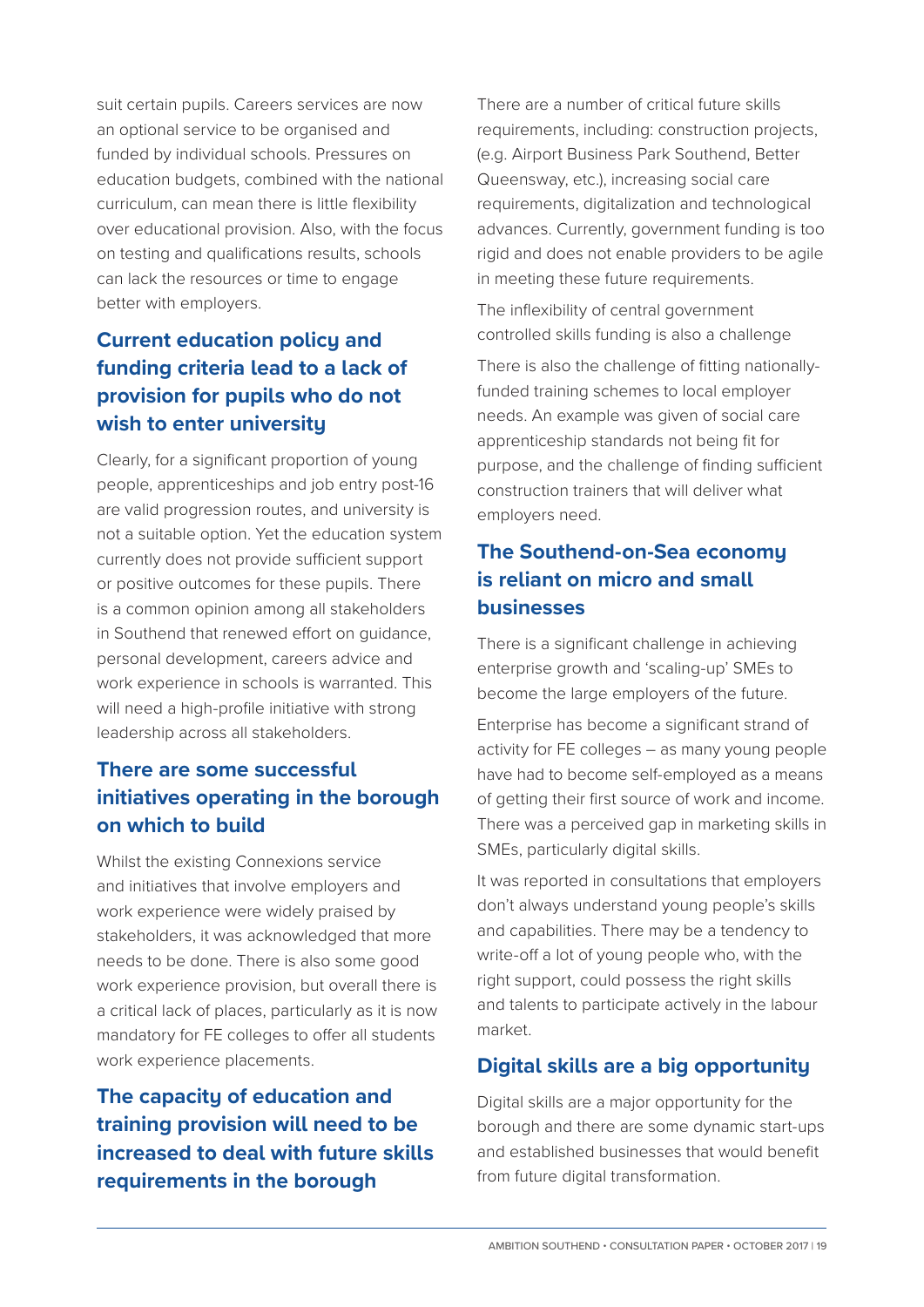suit certain pupils. Careers services are now an optional service to be organised and funded by individual schools. Pressures on education budgets, combined with the national curriculum, can mean there is little flexibility over educational provision. Also, with the focus on testing and qualifications results, schools can lack the resources or time to engage better with employers.

### Current education policy and funding criteria lead to a lack of provision for pupils who do not wish to enter university

Clearly, for a significant proportion of young people, apprenticeships and job entry post-16 are valid progression routes, and university is not a suitable option. Yet the education system currently does not provide sufficient support or positive outcomes for these pupils. There is a common opinion among all stakeholders in Southend that renewed effort on guidance, personal development, careers advice and work experience in schools is warranted. This will need a high-profile initiative with strong leadership across all stakeholders.

### There are some successful initiatives operating in the borough on which to build

Whilst the existing Connexions service and initiatives that involve employers and work experience were widely praised by stakeholders, it was acknowledged that more needs to be done. There is also some good work experience provision, but overall there is a critical lack of places, particularly as it is now mandatory for FE colleges to offer all students work experience placements.

### The capacity of education and training provision will need to be increased to deal with future skills requirements in the borough

There are a number of critical future skills requirements, including: construction projects, (e.g. Airport Business Park Southend, Better Queensway, etc.), increasing social care requirements, digitalization and technological advances. Currently, government funding is too rigid and does not enable providers to be agile in meeting these future requirements.

The inflexibility of central government controlled skills funding is also a challenge

There is also the challenge of fitting nationally-funded training schemes to local employer needs. An example was given of social care apprenticeship standards not being fit for purpose, and the challenge of finding sufficient construction trainers that will deliver what employers need.

### The Southend-on-Sea economy is reliant on micro and small businesses

There is a significant challenge in achieving enterprise growth and 'scaling-up' SMEs to become the large employers of the future.

Enterprise has become a significant strand of activity for FE colleges – as many young people have had to become self-employed as a means of getting their first source of work and income. There was a perceived gap in marketing skills in SMEs, particularly digital skills.

It was reported in consultations that employers don't always understand young people's skills and capabilities. There may be a tendency to write-off a lot of young people who, with the right support, could possess the right skills and talents to participate actively in the labour market.

### Digital skills are a big opportunity

Digital skills are a major opportunity for the borough and there are some dynamic start-ups and established businesses that would benefit from future digital transformation.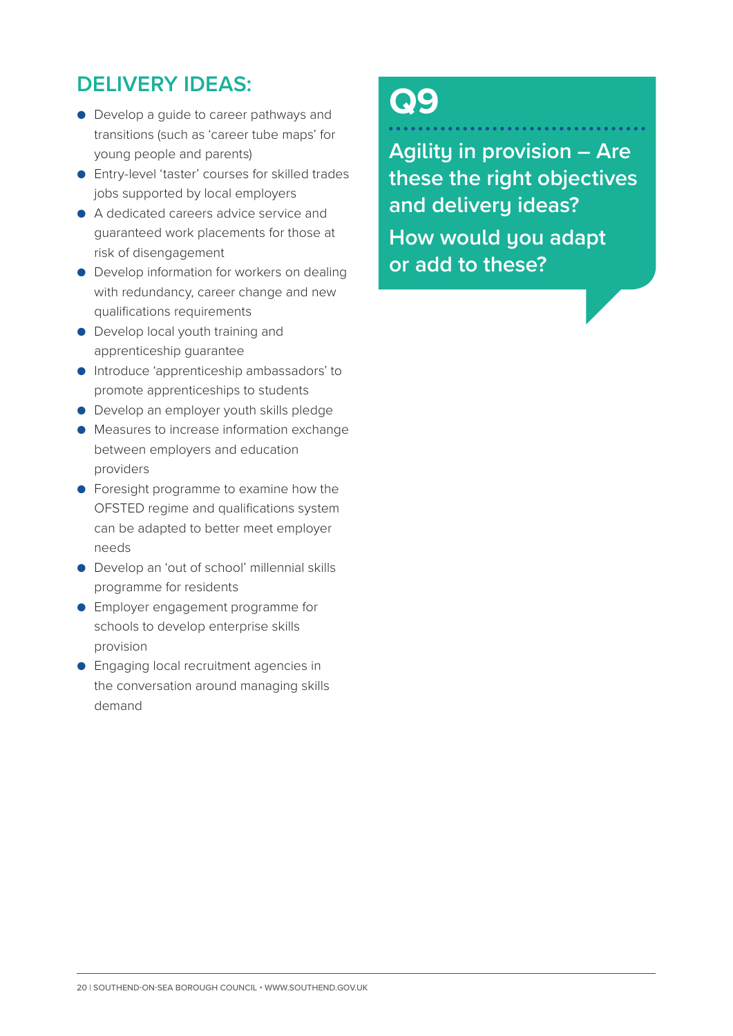## DELIVERY IDEAS:

- Develop a guide to career pathways and transitions (such as 'career tube maps' for young people and parents)
- Entry-level 'taster' courses for skilled trades jobs supported by local employers
- A dedicated careers advice service and guaranteed work placements for those at risk of disengagement
- Develop information for workers on dealing with redundancy, career change and new qualifications requirements
- Develop local youth training and apprenticeship guarantee
- Introduce 'apprenticeship ambassadors' to promote apprenticeships to students
- Develop an employer youth skills pledge
- Measures to increase information exchange between employers and education providers
- Foresight programme to examine how the OFSTED regime and qualifications system can be adapted to better meet employer needs
- Develop an 'out of school' millennial skills programme for residents
- Employer engagement programme for schools to develop enterprise skills provision
- Engaging local recruitment agencies in the conversation around managing skills demand

## Q9

**Agility in provision – Are these the right objectives and delivery ideas?**

**How would you adapt or add to these?**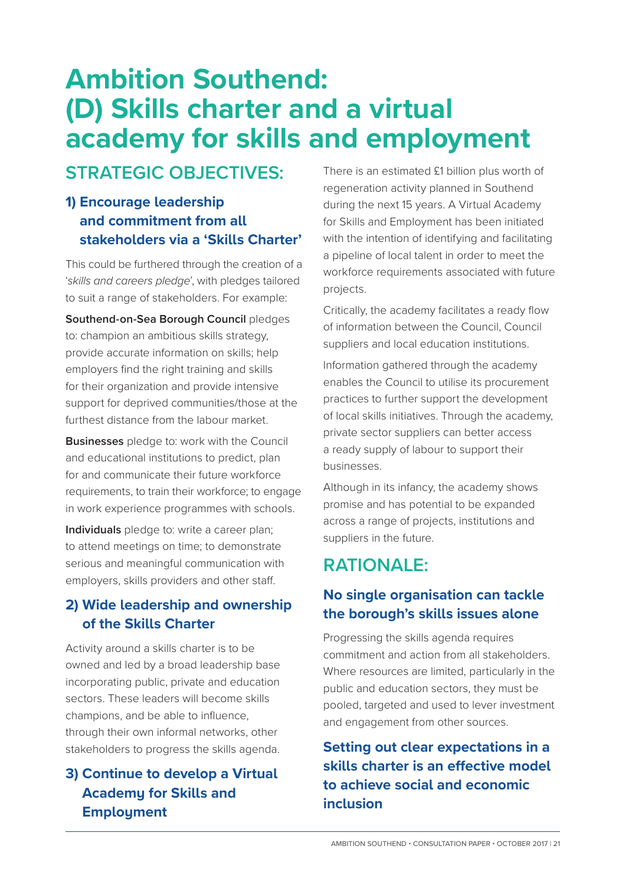# Ambition Southend: (D) Skills charter and a virtual academy for skills and employment

## STRATEGIC OBJECTIVES:

### 1) Encourage leadership and commitment from all stakeholders via a 'Skills Charter'

This could be furthered through the creation of a '*skills and careers pledge*', with pledges tailored to suit a range of stakeholders. For example:

**Southend-on-Sea Borough Council** pledges to: champion an ambitious skills strategy, provide accurate information on skills; help employers find the right training and skills for their organization and provide intensive support for deprived communities/those at the furthest distance from the labour market.

**Businesses** pledge to: work with the Council and educational institutions to predict, plan for and communicate their future workforce requirements, to train their workforce; to engage in work experience programmes with schools.

**Individuals** pledge to: write a career plan; to attend meetings on time; to demonstrate serious and meaningful communication with employers, skills providers and other staff.

### 2) Wide leadership and ownership of the Skills Charter

Activity around a skills charter is to be owned and led by a broad leadership base incorporating public, private and education sectors. These leaders will become skills champions, and be able to influence, through their own informal networks, other stakeholders to progress the skills agenda.

### 3) Continue to develop a Virtual Academy for Skills and Employment

There is an estimated £1 billion plus worth of regeneration activity planned in Southend during the next 15 years. A Virtual Academy for Skills and Employment has been initiated with the intention of identifying and facilitating a pipeline of local talent in order to meet the workforce requirements associated with future projects.

Critically, the academy facilitates a ready flow of information between the Council, Council suppliers and local education institutions.

Information gathered through the academy enables the Council to utilise its procurement practices to further support the development of local skills initiatives. Through the academy, private sector suppliers can better access a ready supply of labour to support their businesses.

Although in its infancy, the academy shows promise and has potential to be expanded across a range of projects, institutions and suppliers in the future.

## RATIONALE:

### No single organisation can tackle the borough's skills issues alone

Progressing the skills agenda requires commitment and action from all stakeholders. Where resources are limited, particularly in the public and education sectors, they must be pooled, targeted and used to lever investment and engagement from other sources.

### Setting out clear expectations in a skills charter is an effective model to achieve social and economic inclusion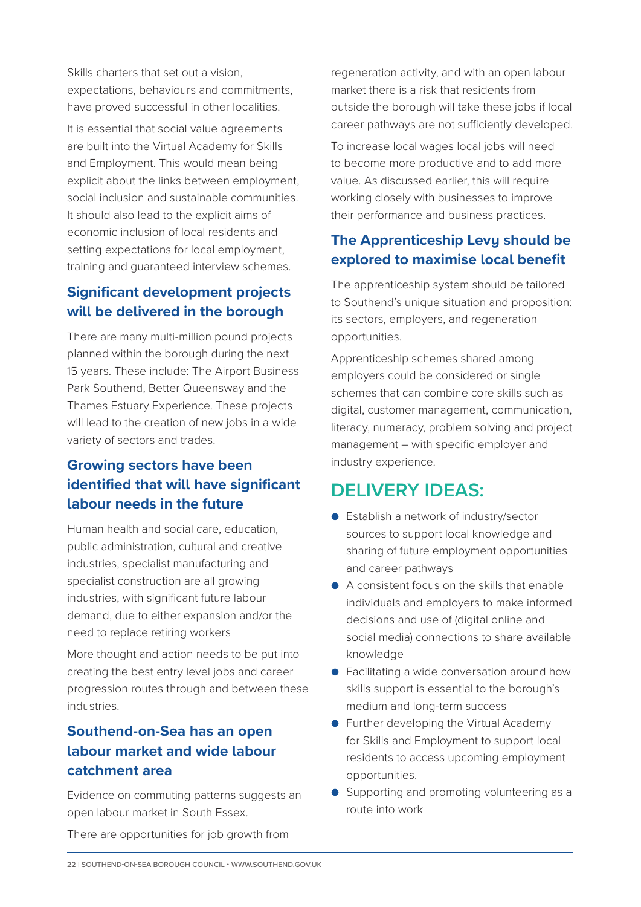Skills charters that set out a vision, expectations, behaviours and commitments, have proved successful in other localities.

It is essential that social value agreements are built into the Virtual Academy for Skills and Employment. This would mean being explicit about the links between employment, social inclusion and sustainable communities. It should also lead to the explicit aims of economic inclusion of local residents and setting expectations for local employment, training and guaranteed interview schemes.

### Significant development projects will be delivered in the borough

There are many multi-million pound projects planned within the borough during the next 15 years. These include: The Airport Business Park Southend, Better Queensway and the Thames Estuary Experience. These projects will lead to the creation of new jobs in a wide variety of sectors and trades.

### Growing sectors have been identified that will have significant labour needs in the future

Human health and social care, education, public administration, cultural and creative industries, specialist manufacturing and specialist construction are all growing industries, with significant future labour demand, due to either expansion and/or the need to replace retiring workers

More thought and action needs to be put into creating the best entry level jobs and career progression routes through and between these industries.

### Southend-on-Sea has an open labour market and wide labour catchment area

Evidence on commuting patterns suggests an open labour market in South Essex.

There are opportunities for job growth from regeneration activity, and with an open labour market there is a risk that residents from outside the borough will take these jobs if local career pathways are not sufficiently developed.

To increase local wages local jobs will need to become more productive and to add more value. As discussed earlier, this will require working closely with businesses to improve their performance and business practices.

### The Apprenticeship Levy should be explored to maximise local benefit

The apprenticeship system should be tailored to Southend's unique situation and proposition: its sectors, employers, and regeneration opportunities.

Apprenticeship schemes shared among employers could be considered or single schemes that can combine core skills such as digital, customer management, communication, literacy, numeracy, problem solving and project management – with specific employer and industry experience.

## DELIVERY IDEAS:

- Establish a network of industry/sector sources to support local knowledge and sharing of future employment opportunities and career pathways
- A consistent focus on the skills that enable individuals and employers to make informed decisions and use of (digital online and social media) connections to share available knowledge
- Facilitating a wide conversation around how skills support is essential to the borough's medium and long-term success
- Further developing the Virtual Academy for Skills and Employment to support local residents to access upcoming employment opportunities.
- Supporting and promoting volunteering as a route into work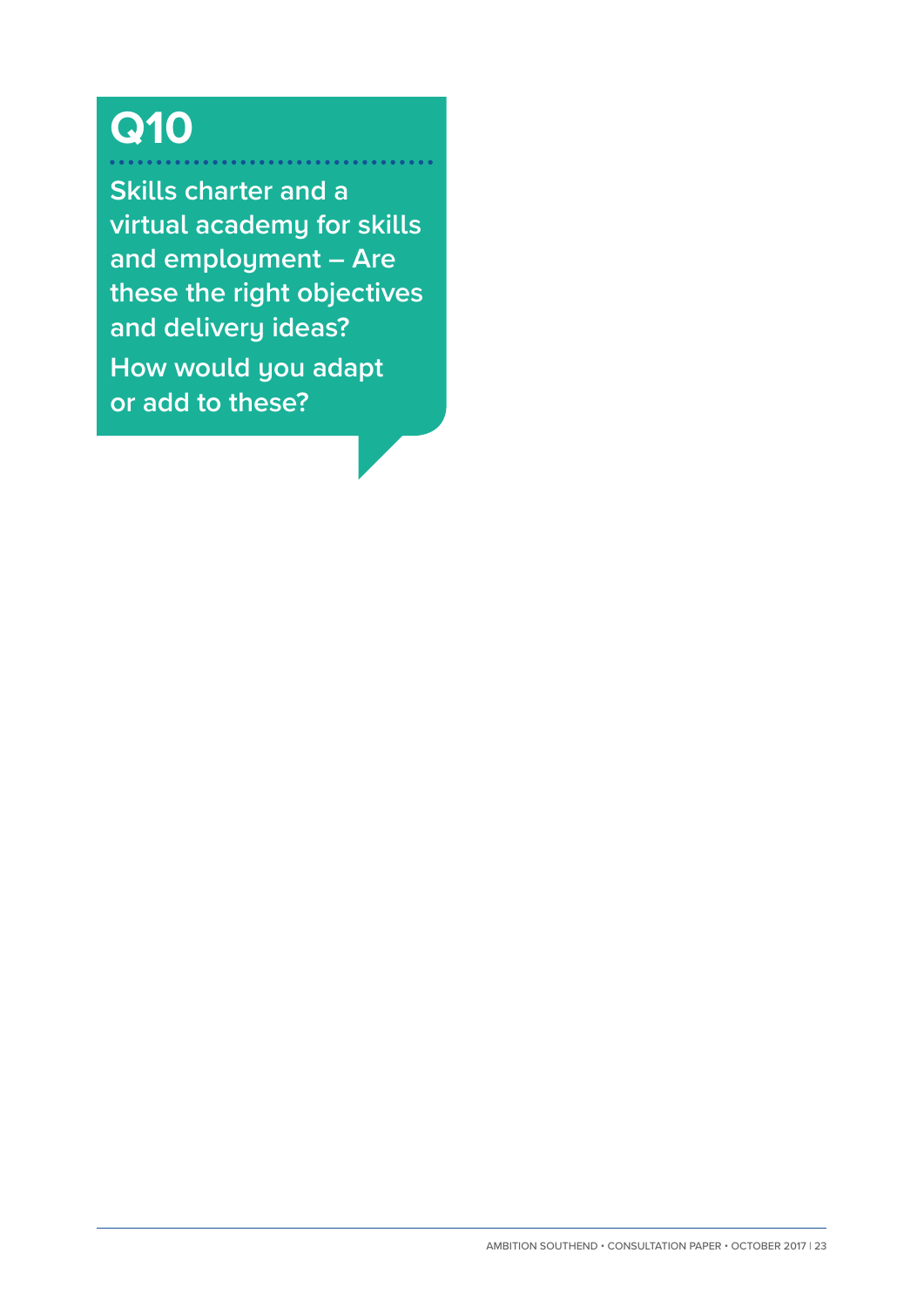# Q10

**Skills charter and a virtual academy for skills and employment – Are these the right objectives and delivery ideas?**

**How would you adapt or add to these?**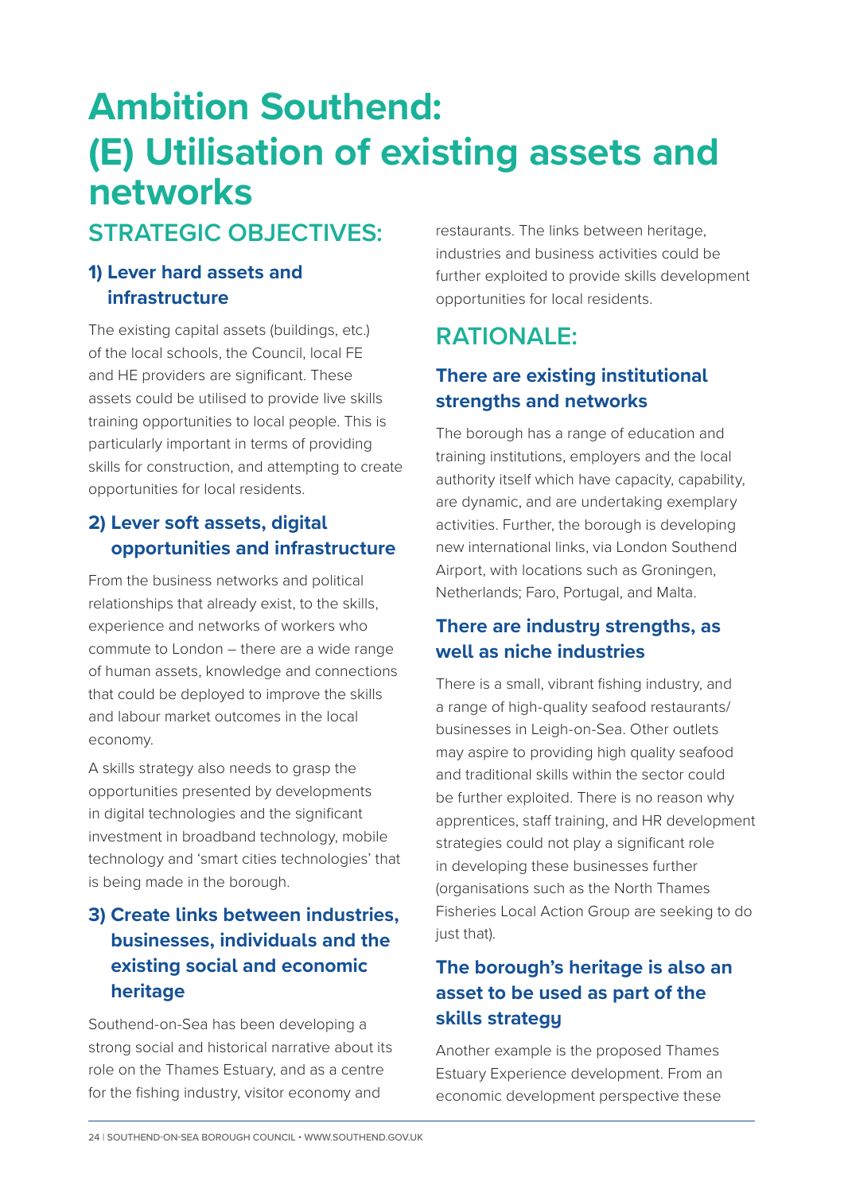# Ambition Southend: (E) Utilisation of existing assets and networks

## STRATEGIC OBJECTIVES:

### 1) Lever hard assets and infrastructure

The existing capital assets (buildings, etc.) of the local schools, the Council, local FE and HE providers are significant. These assets could be utilised to provide live skills training opportunities to local people. This is particularly important in terms of providing skills for construction, and attempting to create opportunities for local residents.

### 2) Lever soft assets, digital opportunities and infrastructure

From the business networks and political relationships that already exist, to the skills, experience and networks of workers who commute to London – there are a wide range of human assets, knowledge and connections that could be deployed to improve the skills and labour market outcomes in the local economy.

A skills strategy also needs to grasp the opportunities presented by developments in digital technologies and the significant investment in broadband technology, mobile technology and 'smart cities technologies' that is being made in the borough.

### 3) Create links between industries, businesses, individuals and the existing social and economic heritage

Southend-on-Sea has been developing a strong social and historical narrative about its role on the Thames Estuary, and as a centre for the fishing industry, visitor economy and restaurants. The links between heritage, industries and business activities could be further exploited to provide skills development opportunities for local residents.

## RATIONALE:

### There are existing institutional strengths and networks

The borough has a range of education and training institutions, employers and the local authority itself which have capacity, capability, are dynamic, and are undertaking exemplary activities. Further, the borough is developing new international links, via London Southend Airport, with locations such as Groningen, Netherlands; Faro, Portugal, and Malta.

### There are industry strengths, as well as niche industries

There is a small, vibrant fishing industry, and a range of high-quality seafood restaurants/ businesses in Leigh-on-Sea. Other outlets may aspire to providing high quality seafood and traditional skills within the sector could be further exploited. There is no reason why apprentices, staff training, and HR development strategies could not play a significant role in developing these businesses further (organisations such as the North Thames Fisheries Local Action Group are seeking to do just that).

### The borough's heritage is also an asset to be used as part of the skills strategy

Another example is the proposed Thames Estuary Experience development. From an economic development perspective these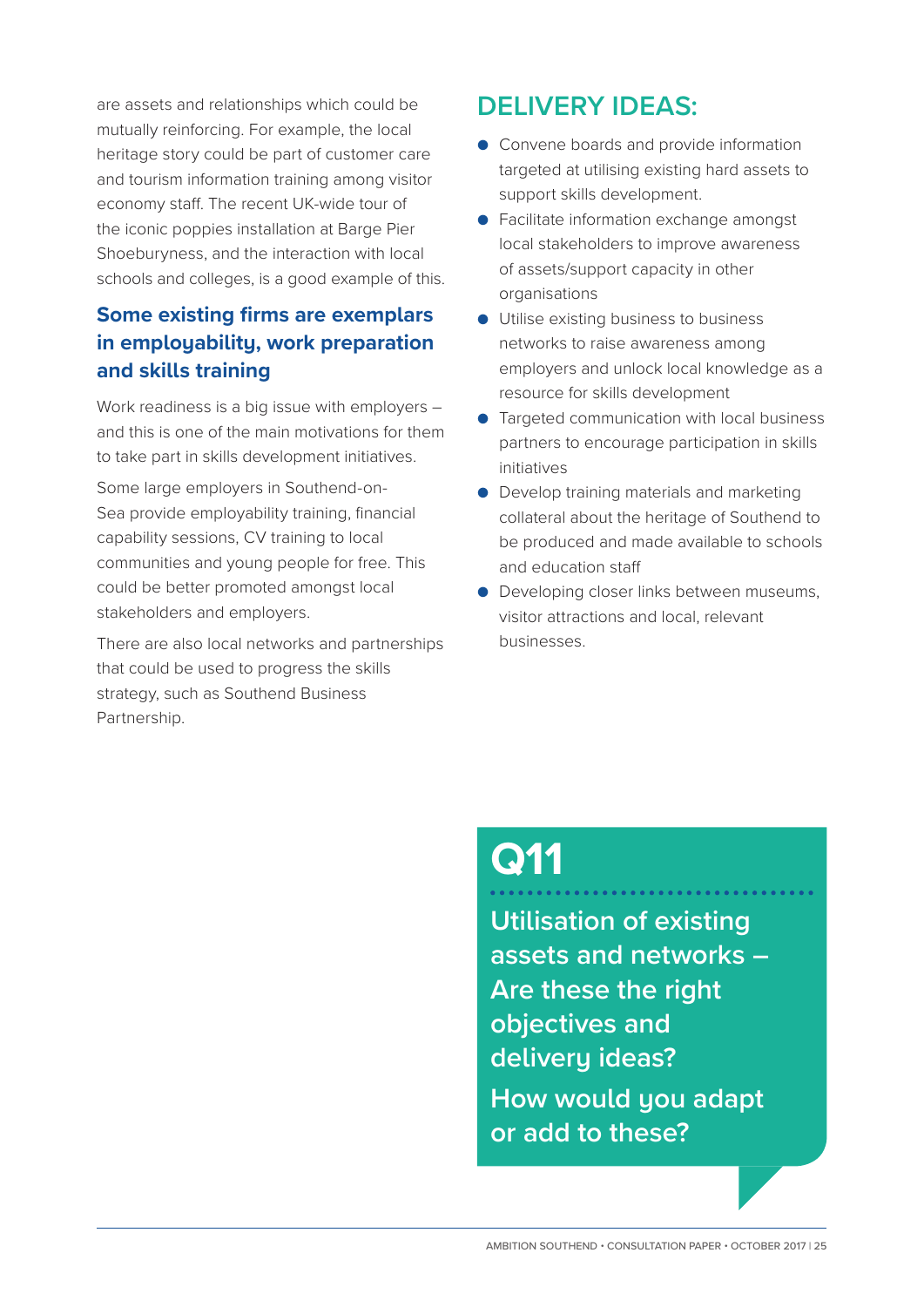are assets and relationships which could be mutually reinforcing. For example, the local heritage story could be part of customer care and tourism information training among visitor economy staff. The recent UK-wide tour of the iconic poppies installation at Barge Pier Shoeburyness, and the interaction with local schools and colleges, is a good example of this.

### Some existing firms are exemplars in employability, work preparation and skills training

Work readiness is a big issue with employers – and this is one of the main motivations for them to take part in skills development initiatives.

Some large employers in Southend-on-Sea provide employability training, financial capability sessions, CV training to local communities and young people for free. This could be better promoted amongst local stakeholders and employers.

There are also local networks and partnerships that could be used to progress the skills strategy, such as Southend Business Partnership.

## DELIVERY IDEAS:

- Convene boards and provide information targeted at utilising existing hard assets to support skills development.
- Facilitate information exchange amongst local stakeholders to improve awareness of assets/support capacity in other organisations
- Utilise existing business to business networks to raise awareness among employers and unlock local knowledge as a resource for skills development
- Targeted communication with local business partners to encourage participation in skills initiatives
- Develop training materials and marketing collateral about the heritage of Southend to be produced and made available to schools and education staff
- Developing closer links between museums, visitor attractions and local, relevant businesses.

## Q11

**Utilisation of existing assets and networks – Are these the right objectives and delivery ideas?**

**How would you adapt or add to these?**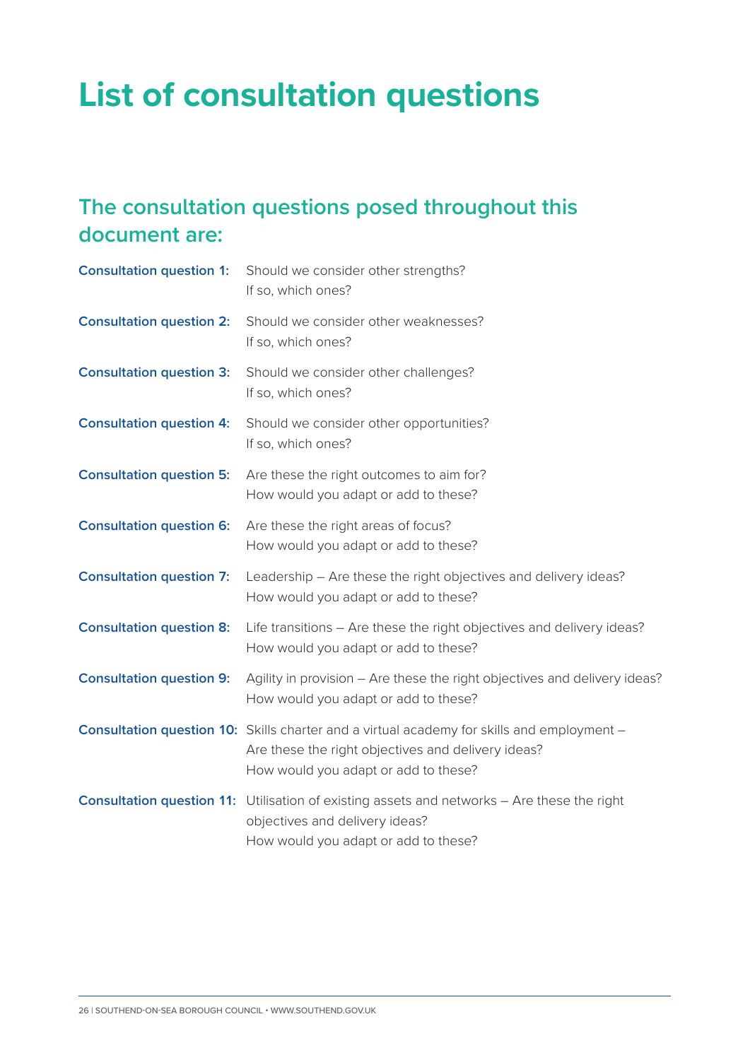# List of consultation questions

## The consultation questions posed throughout this document are:

**Consultation question 1:** Should we consider other strengths?
If so, which ones?

**Consultation question 2:** Should we consider other weaknesses?
If so, which ones?

**Consultation question 3:** Should we consider other challenges?
If so, which ones?

**Consultation question 4:** Should we consider other opportunities?
If so, which ones?

**Consultation question 5:** Are these the right outcomes to aim for?
How would you adapt or add to these?

**Consultation question 6:** Are these the right areas of focus?
How would you adapt or add to these?

**Consultation question 7:** Leadership – Are these the right objectives and delivery ideas?
How would you adapt or add to these?

**Consultation question 8:** Life transitions – Are these the right objectives and delivery ideas?
How would you adapt or add to these?

**Consultation question 9:** Agility in provision – Are these the right objectives and delivery ideas?
How would you adapt or add to these?

**Consultation question 10:** Skills charter and a virtual academy for skills and employment –
Are these the right objectives and delivery ideas?
How would you adapt or add to these?

**Consultation question 11:** Utilisation of existing assets and networks – Are these the right objectives and delivery ideas?
How would you adapt or add to these?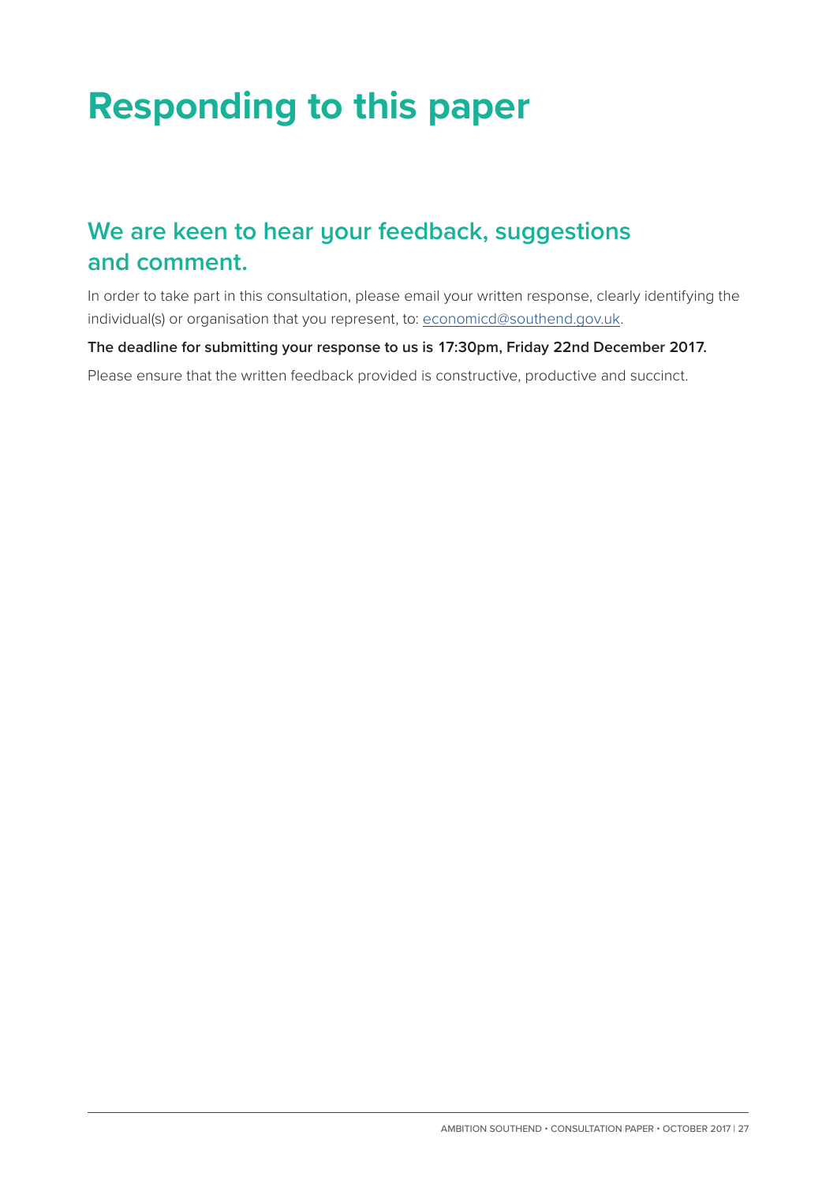# Responding to this paper

## We are keen to hear your feedback, suggestions and comment.

In order to take part in this consultation, please email your written response, clearly identifying the individual(s) or organisation that you represent, to: economicd@southend.gov.uk.

**The deadline for submitting your response to us is 17:30pm, Friday 22nd December 2017.**

Please ensure that the written feedback provided is constructive, productive and succinct.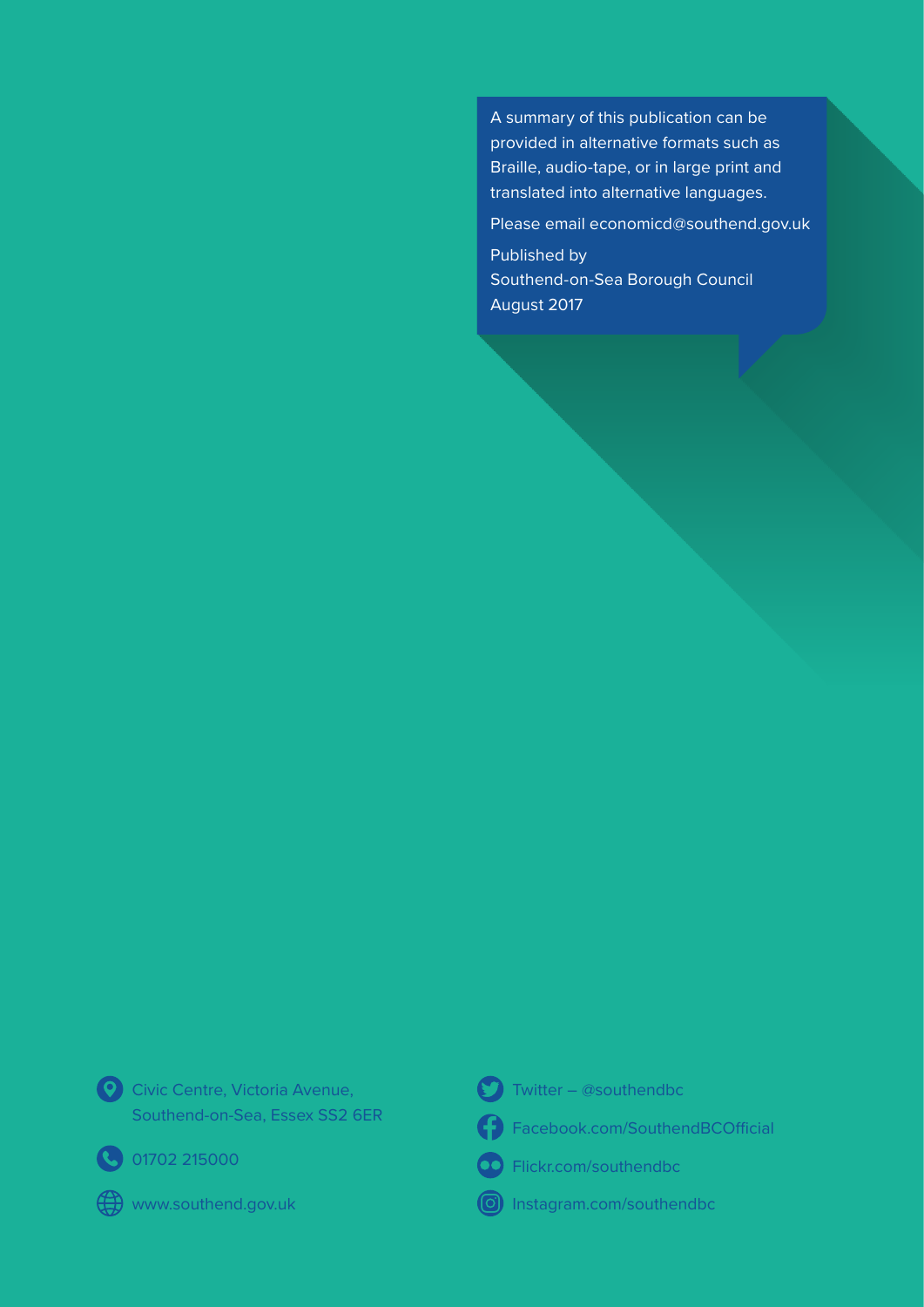A summary of this publication can be provided in alternative formats such as Braille, audio-tape, or in large print and translated into alternative languages.

Please email economicd@southend.gov.uk

Published by
Southend-on-Sea Borough Council
August 2017

Civic Centre, Victoria Avenue,
Southend-on-Sea, Essex SS2 6ER

01702 215000

www.southend.gov.uk

Twitter – @southendbc

Facebook.com/SouthendBCOfficial

Flickr.com/southendbc

Instagram.com/southendbc